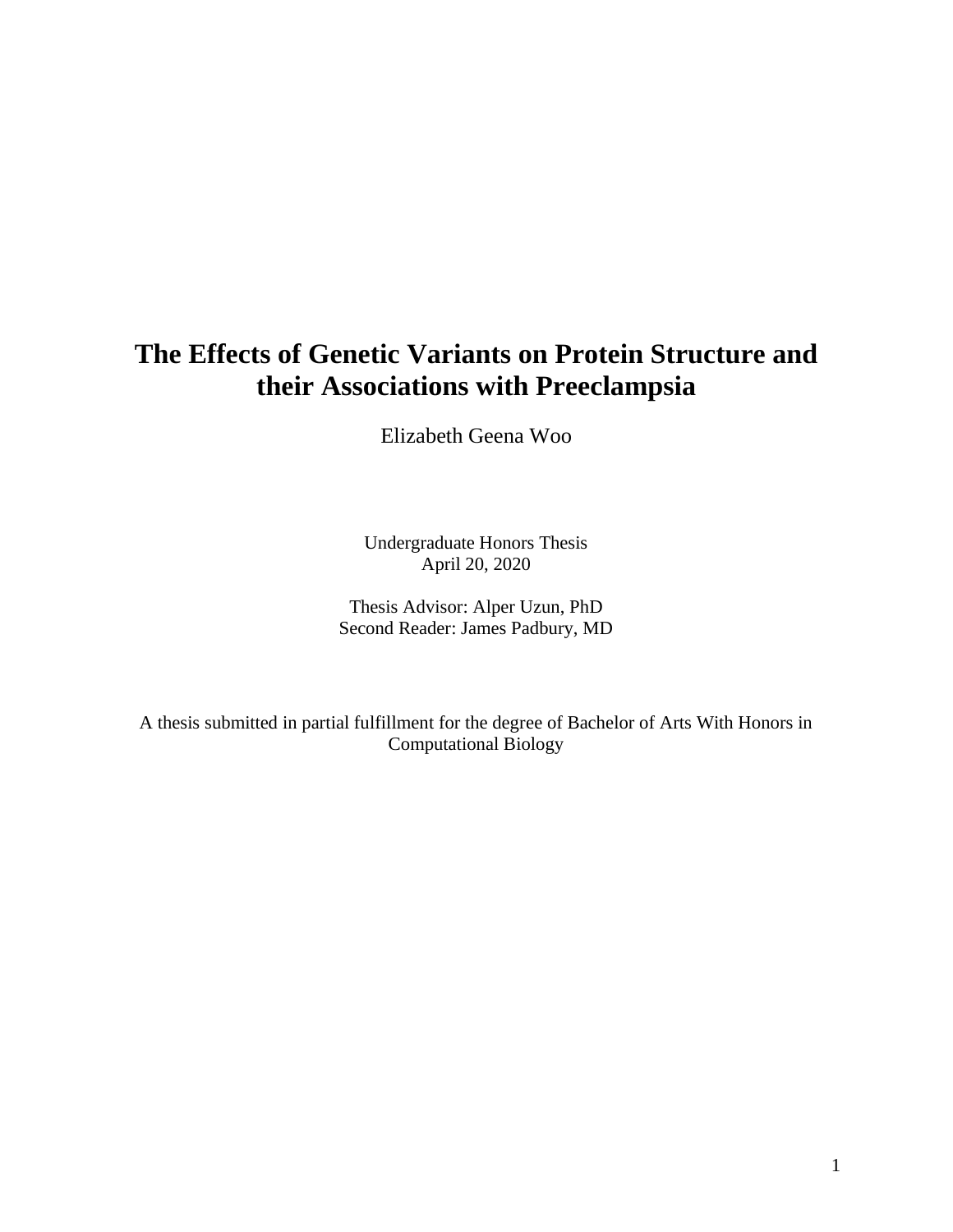# The Effects of Genetic Variants on Protein Structure and their Associations with Preeclampsia

Elizabeth Geena Woo

Undergraduate Honors Thesis
April 20, 2020

Thesis Advisor: Alper Uzun, PhD
Second Reader: James Padbury, MD

A thesis submitted in partial fulfillment for the degree of Bachelor of Arts With Honors in Computational Biology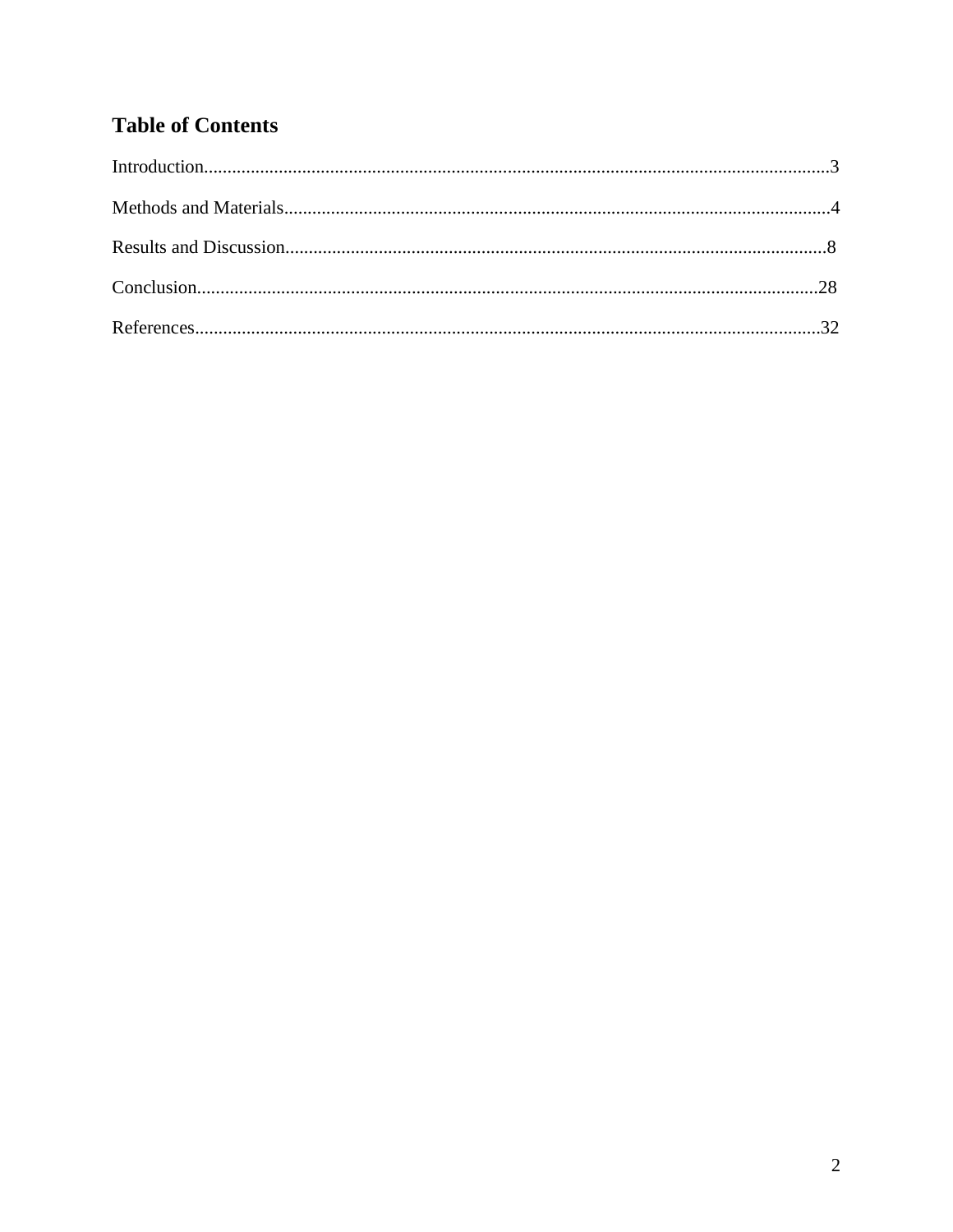# Table of Contents

Introduction....................................................................................................................................3

Methods and Materials....................................................................................................................4

Results and Discussion...................................................................................................................8

Conclusion....................................................................................................................................28

References.....................................................................................................................................32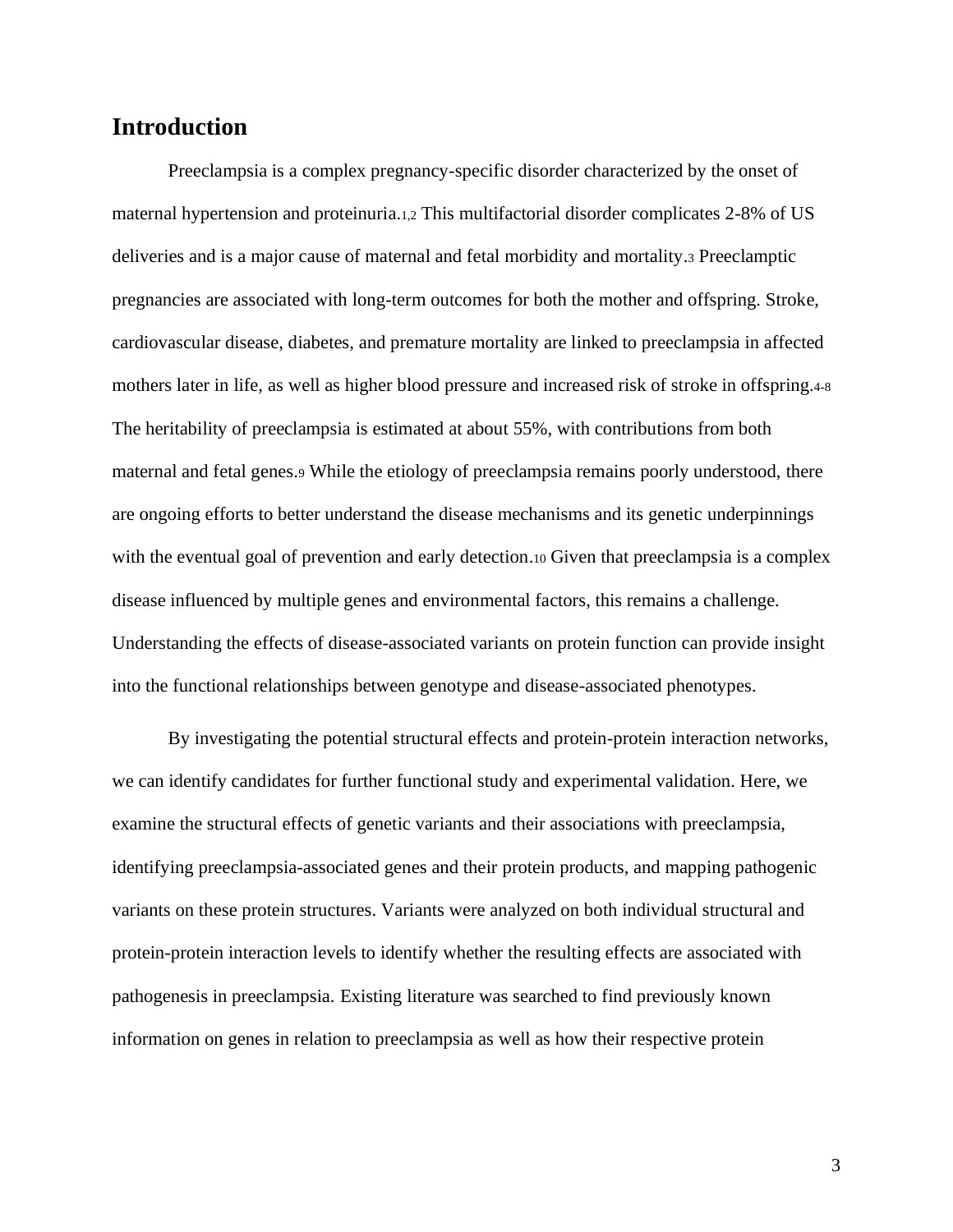## Introduction

Preeclampsia is a complex pregnancy-specific disorder characterized by the onset of maternal hypertension and proteinuria.[1,2] This multifactorial disorder complicates 2-8% of US deliveries and is a major cause of maternal and fetal morbidity and mortality.[3] Preeclamptic pregnancies are associated with long-term outcomes for both the mother and offspring. Stroke, cardiovascular disease, diabetes, and premature mortality are linked to preeclampsia in affected mothers later in life, as well as higher blood pressure and increased risk of stroke in offspring.[4-8] The heritability of preeclampsia is estimated at about 55%, with contributions from both maternal and fetal genes.[9] While the etiology of preeclampsia remains poorly understood, there are ongoing efforts to better understand the disease mechanisms and its genetic underpinnings with the eventual goal of prevention and early detection.[10] Given that preeclampsia is a complex disease influenced by multiple genes and environmental factors, this remains a challenge. Understanding the effects of disease-associated variants on protein function can provide insight into the functional relationships between genotype and disease-associated phenotypes.

By investigating the potential structural effects and protein-protein interaction networks, we can identify candidates for further functional study and experimental validation. Here, we examine the structural effects of genetic variants and their associations with preeclampsia, identifying preeclampsia-associated genes and their protein products, and mapping pathogenic variants on these protein structures. Variants were analyzed on both individual structural and protein-protein interaction levels to identify whether the resulting effects are associated with pathogenesis in preeclampsia. Existing literature was searched to find previously known information on genes in relation to preeclampsia as well as how their respective protein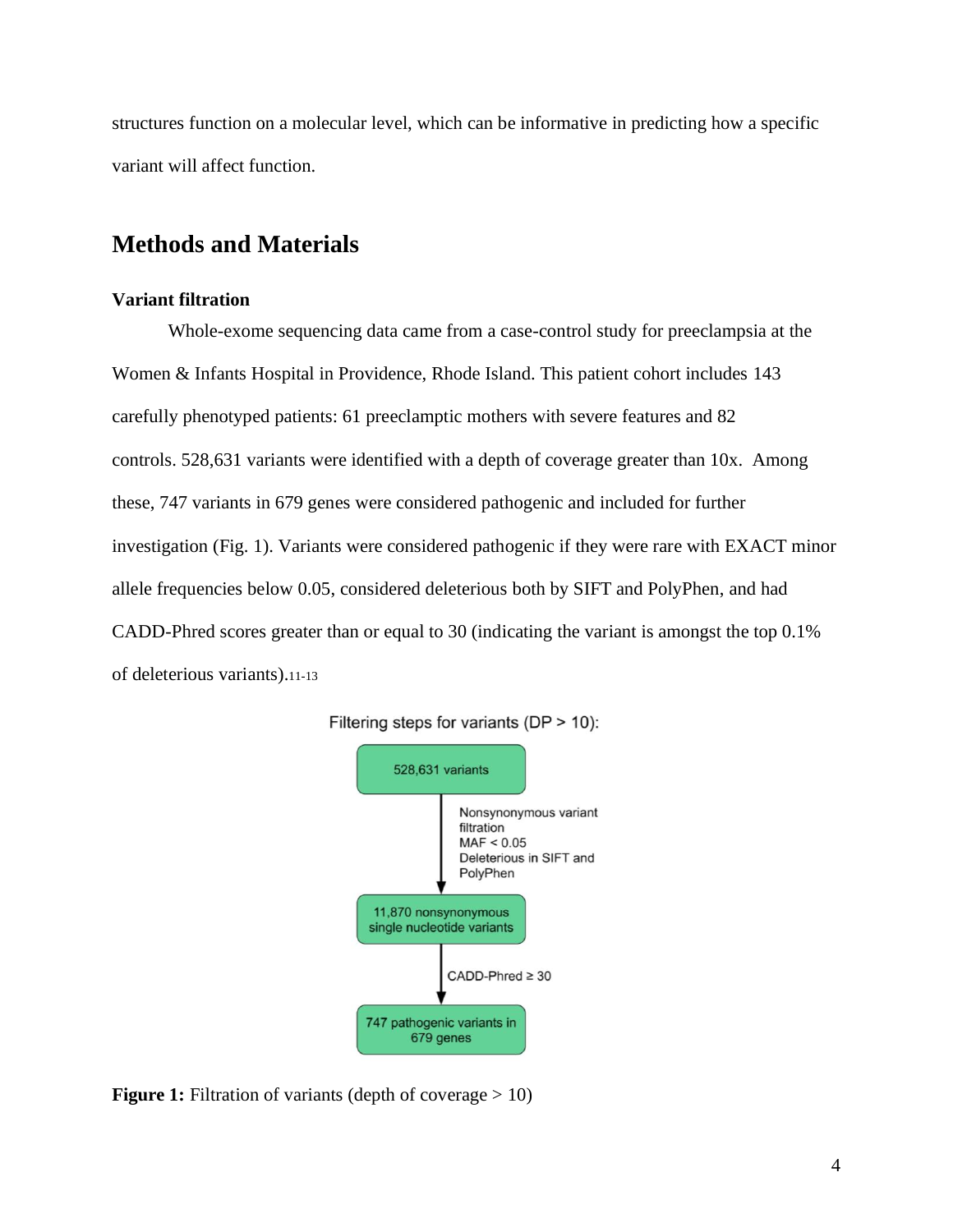structures function on a molecular level, which can be informative in predicting how a specific variant will affect function.

## Methods and Materials

### Variant filtration

Whole-exome sequencing data came from a case-control study for preeclampsia at the Women & Infants Hospital in Providence, Rhode Island. This patient cohort includes 143 carefully phenotyped patients: 61 preeclamptic mothers with severe features and 82 controls. 528,631 variants were identified with a depth of coverage greater than 10x. Among these, 747 variants in 679 genes were considered pathogenic and included for further investigation (Fig. 1). Variants were considered pathogenic if they were rare with EXACT minor allele frequencies below 0.05, considered deleterious both by SIFT and PolyPhen, and had CADD-Phred scores greater than or equal to 30 (indicating the variant is amongst the top 0.1% of deleterious variants).[11-13]

Filtering steps for variants (DP > 10):

528,631 variants

↓ Nonsynonymous variant filtration, MAF < 0.05, Deleterious in SIFT and PolyPhen

11,870 nonsynonymous single nucleotide variants

↓ CADD-Phred ≥ 30

747 pathogenic variants in 679 genes

**Figure 1:** Filtration of variants (depth of coverage > 10)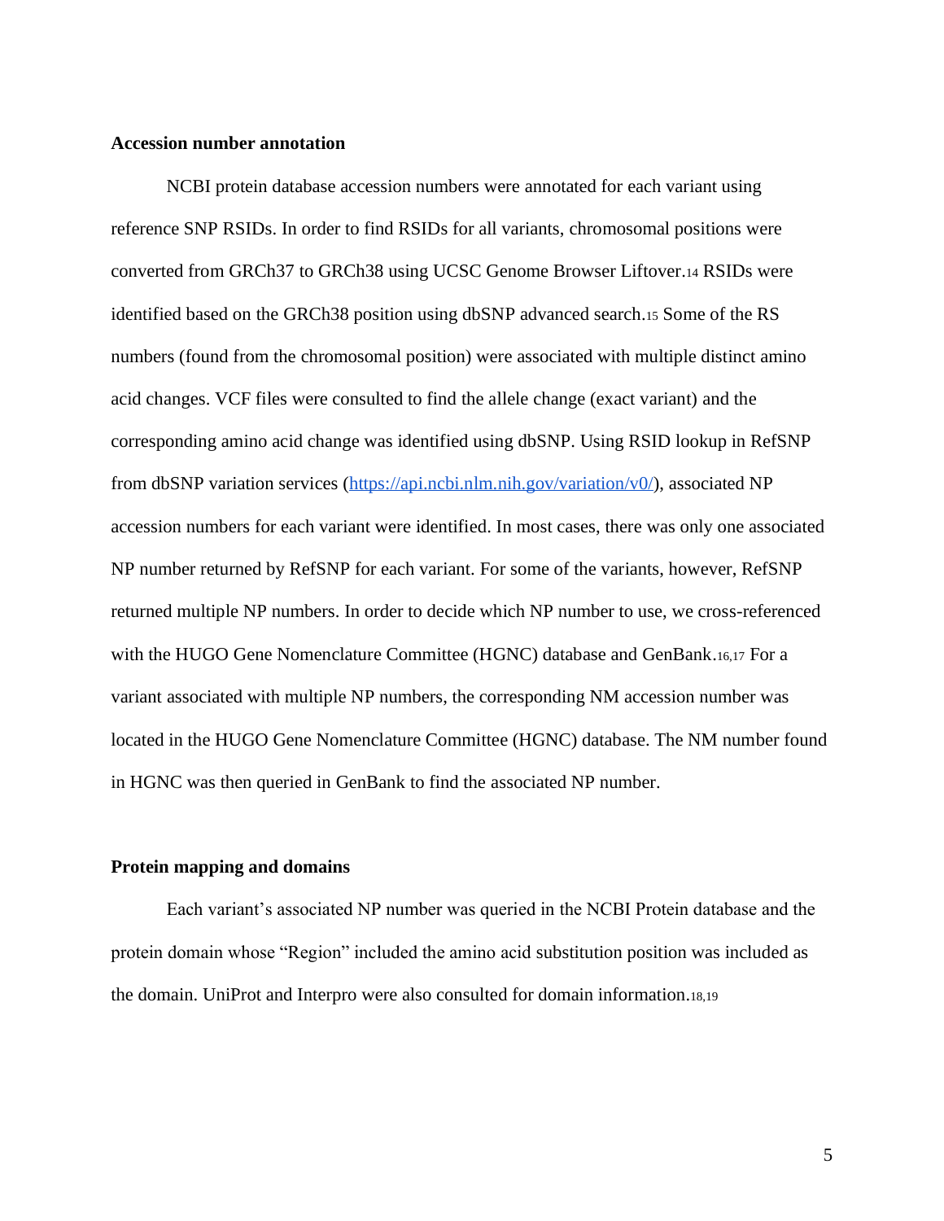**Accession number annotation**

NCBI protein database accession numbers were annotated for each variant using reference SNP RSIDs. In order to find RSIDs for all variants, chromosomal positions were converted from GRCh37 to GRCh38 using UCSC Genome Browser Liftover.[14] RSIDs were identified based on the GRCh38 position using dbSNP advanced search.[15] Some of the RS numbers (found from the chromosomal position) were associated with multiple distinct amino acid changes. VCF files were consulted to find the allele change (exact variant) and the corresponding amino acid change was identified using dbSNP. Using RSID lookup in RefSNP from dbSNP variation services (https://api.ncbi.nlm.nih.gov/variation/v0/), associated NP accession numbers for each variant were identified. In most cases, there was only one associated NP number returned by RefSNP for each variant. For some of the variants, however, RefSNP returned multiple NP numbers. In order to decide which NP number to use, we cross-referenced with the HUGO Gene Nomenclature Committee (HGNC) database and GenBank.[16,17] For a variant associated with multiple NP numbers, the corresponding NM accession number was located in the HUGO Gene Nomenclature Committee (HGNC) database. The NM number found in HGNC was then queried in GenBank to find the associated NP number.

**Protein mapping and domains**

Each variant's associated NP number was queried in the NCBI Protein database and the protein domain whose "Region" included the amino acid substitution position was included as the domain. UniProt and Interpro were also consulted for domain information.[18,19]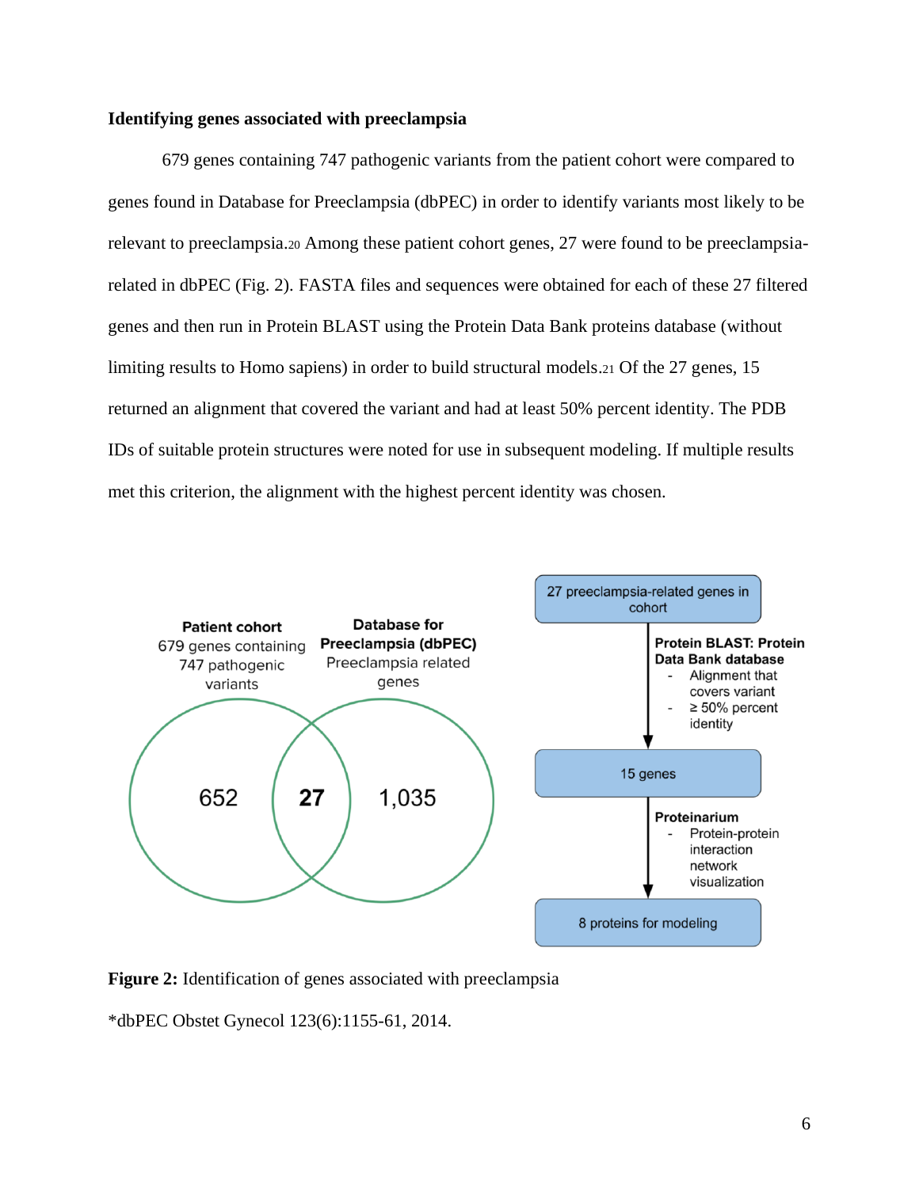**Identifying genes associated with preeclampsia**

679 genes containing 747 pathogenic variants from the patient cohort were compared to genes found in Database for Preeclampsia (dbPEC) in order to identify variants most likely to be relevant to preeclampsia.[20] Among these patient cohort genes, 27 were found to be preeclampsia-related in dbPEC (Fig. 2). FASTA files and sequences were obtained for each of these 27 filtered genes and then run in Protein BLAST using the Protein Data Bank proteins database (without limiting results to Homo sapiens) in order to build structural models.[21] Of the 27 genes, 15 returned an alignment that covered the variant and had at least 50% percent identity. The PDB IDs of suitable protein structures were noted for use in subsequent modeling. If multiple results met this criterion, the alignment with the highest percent identity was chosen.

Patient cohort
679 genes containing 747 pathogenic variants

Database for Preeclampsia (dbPEC)
Preeclampsia related genes

652 | 27 | 1,035

27 preeclampsia-related genes in cohort

Protein BLAST: Protein Data Bank database
- Alignment that covers variant
- ≥ 50% percent identity

15 genes

Proteinarium
- Protein-protein interaction network visualization

8 proteins for modeling

**Figure 2:** Identification of genes associated with preeclampsia

*dbPEC Obstet Gynecol 123(6):1155-61, 2014.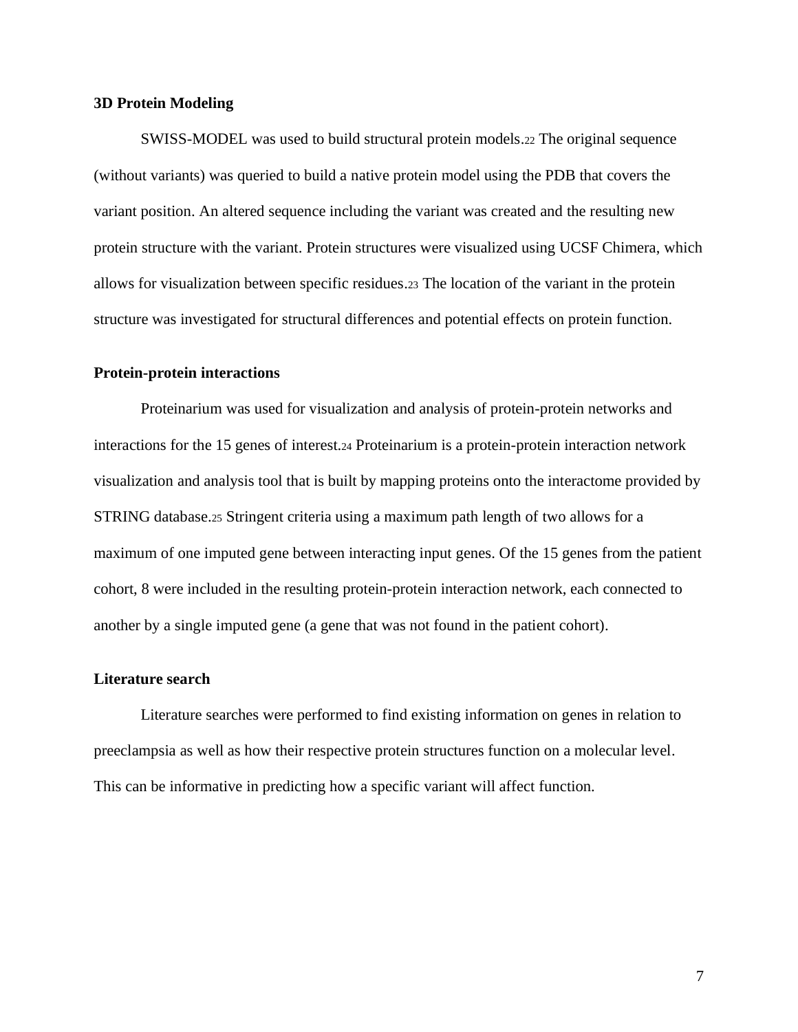### 3D Protein Modeling

SWISS-MODEL was used to build structural protein models.[22] The original sequence (without variants) was queried to build a native protein model using the PDB that covers the variant position. An altered sequence including the variant was created and the resulting new protein structure with the variant. Protein structures were visualized using UCSF Chimera, which allows for visualization between specific residues.[23] The location of the variant in the protein structure was investigated for structural differences and potential effects on protein function.

### Protein-protein interactions

Proteinarium was used for visualization and analysis of protein-protein networks and interactions for the 15 genes of interest.[24] Proteinarium is a protein-protein interaction network visualization and analysis tool that is built by mapping proteins onto the interactome provided by STRING database.[25] Stringent criteria using a maximum path length of two allows for a maximum of one imputed gene between interacting input genes. Of the 15 genes from the patient cohort, 8 were included in the resulting protein-protein interaction network, each connected to another by a single imputed gene (a gene that was not found in the patient cohort).

### Literature search

Literature searches were performed to find existing information on genes in relation to preeclampsia as well as how their respective protein structures function on a molecular level. This can be informative in predicting how a specific variant will affect function.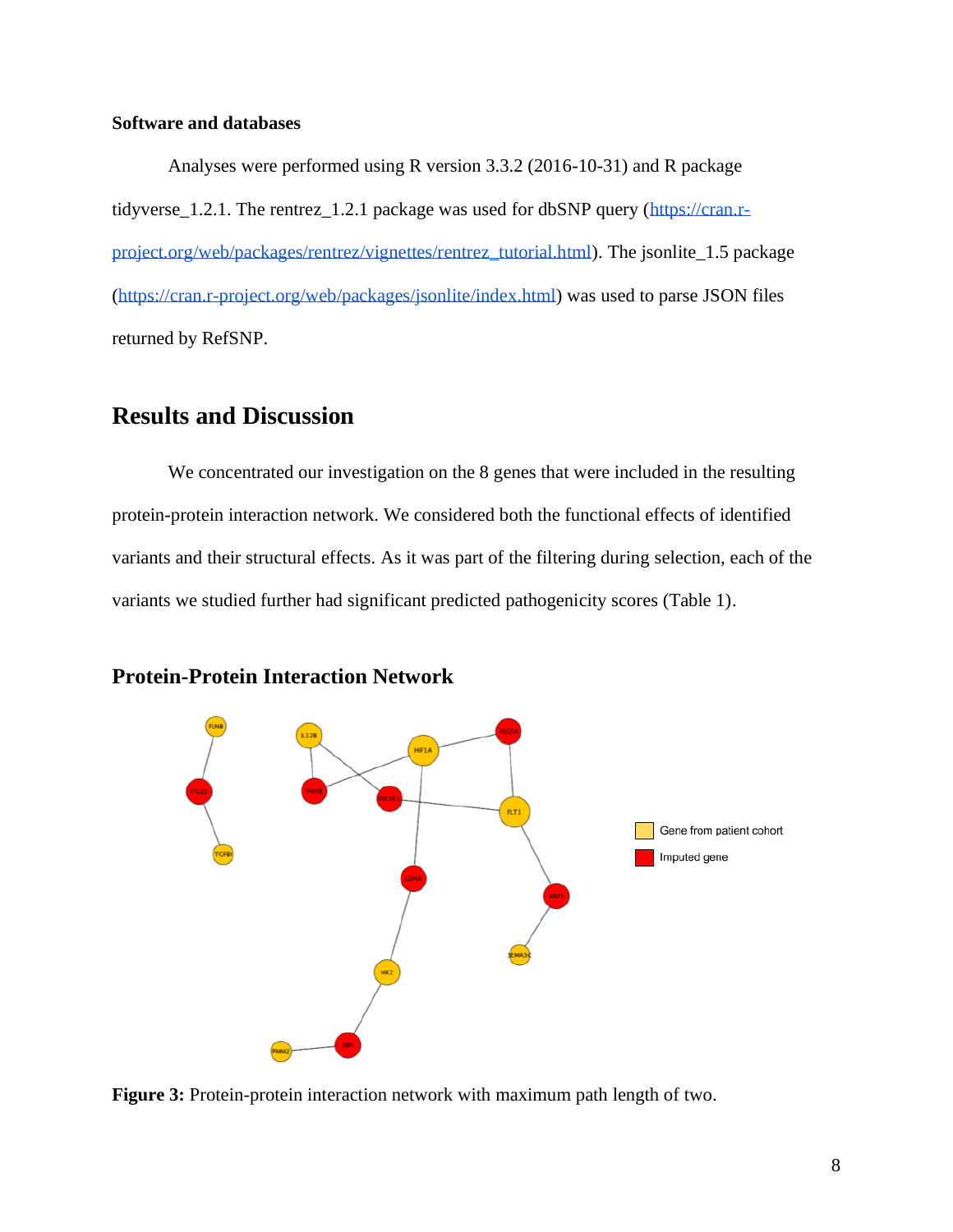**Software and databases**

Analyses were performed using R version 3.3.2 (2016-10-31) and R package tidyverse_1.2.1. The rentrez_1.2.1 package was used for dbSNP query (https://cran.r-project.org/web/packages/rentrez/vignettes/rentrez_tutorial.html). The jsonlite_1.5 package (https://cran.r-project.org/web/packages/jsonlite/index.html) was used to parse JSON files returned by RefSNP.

## Results and Discussion

We concentrated our investigation on the 8 genes that were included in the resulting protein-protein interaction network. We considered both the functional effects of identified variants and their structural effects. As it was part of the filtering during selection, each of the variants we studied further had significant predicted pathogenicity scores (Table 1).

### Protein-Protein Interaction Network

**Figure 3:** Protein-protein interaction network with maximum path length of two.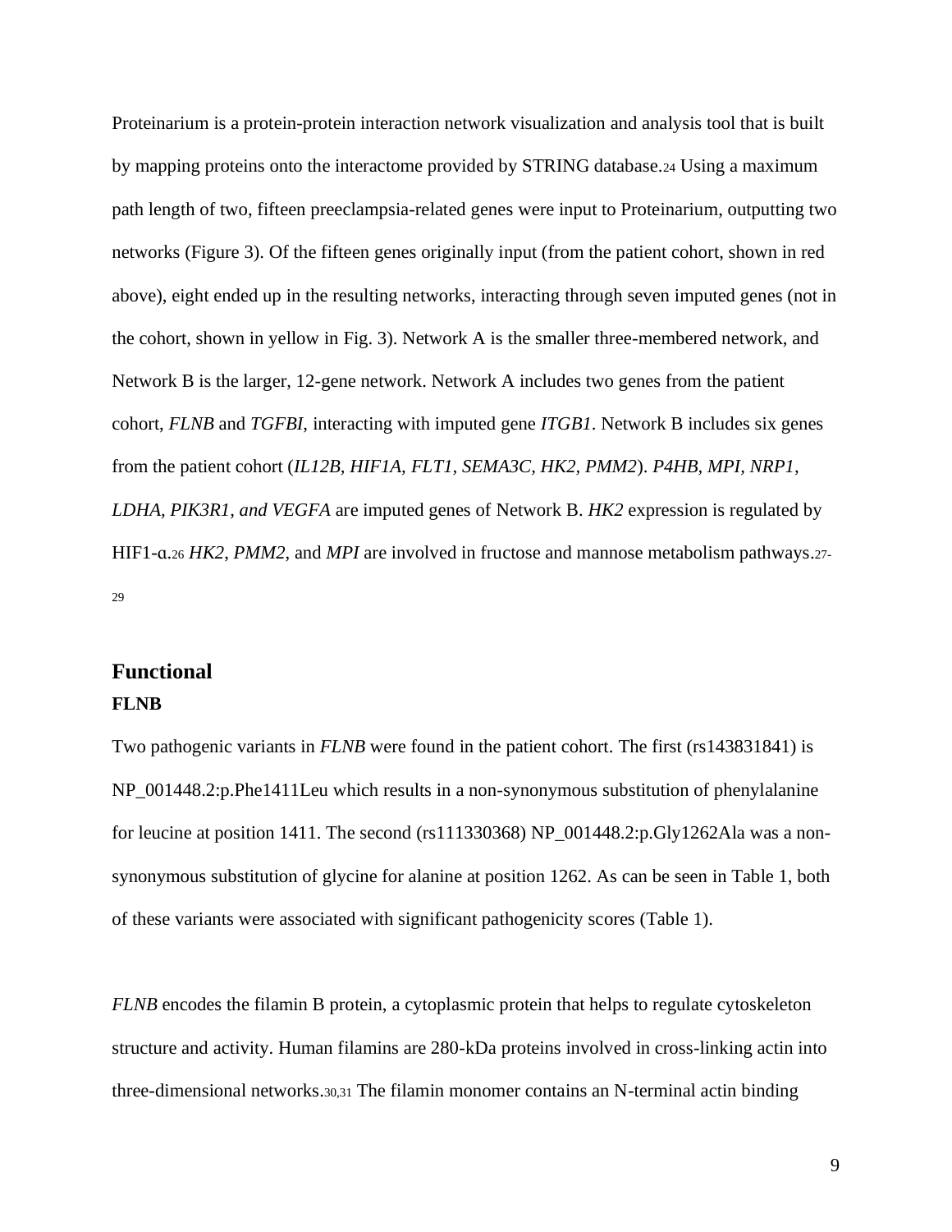Proteinarium is a protein-protein interaction network visualization and analysis tool that is built by mapping proteins onto the interactome provided by STRING database.[24] Using a maximum path length of two, fifteen preeclampsia-related genes were input to Proteinarium, outputting two networks (Figure 3). Of the fifteen genes originally input (from the patient cohort, shown in red above), eight ended up in the resulting networks, interacting through seven imputed genes (not in the cohort, shown in yellow in Fig. 3). Network A is the smaller three-membered network, and Network B is the larger, 12-gene network. Network A includes two genes from the patient cohort, *FLNB* and *TGFBI*, interacting with imputed gene *ITGB1*. Network B includes six genes from the patient cohort (*IL12B, HIF1A, FLT1, SEMA3C, HK2, PMM2*). *P4HB, MPI, NRP1, LDHA, PIK3R1, and VEGFA* are imputed genes of Network B. *HK2* expression is regulated by HIF1-ɑ.[26] *HK2, PMM2,* and *MPI* are involved in fructose and mannose metabolism pathways.[27-29]

## Functional

### FLNB

Two pathogenic variants in *FLNB* were found in the patient cohort. The first (rs143831841) is NP_001448.2:p.Phe1411Leu which results in a non-synonymous substitution of phenylalanine for leucine at position 1411. The second (rs111330368) NP_001448.2:p.Gly1262Ala was a non-synonymous substitution of glycine for alanine at position 1262. As can be seen in Table 1, both of these variants were associated with significant pathogenicity scores (Table 1).

*FLNB* encodes the filamin B protein, a cytoplasmic protein that helps to regulate cytoskeleton structure and activity. Human filamins are 280-kDa proteins involved in cross-linking actin into three-dimensional networks.[30,31] The filamin monomer contains an N-terminal actin binding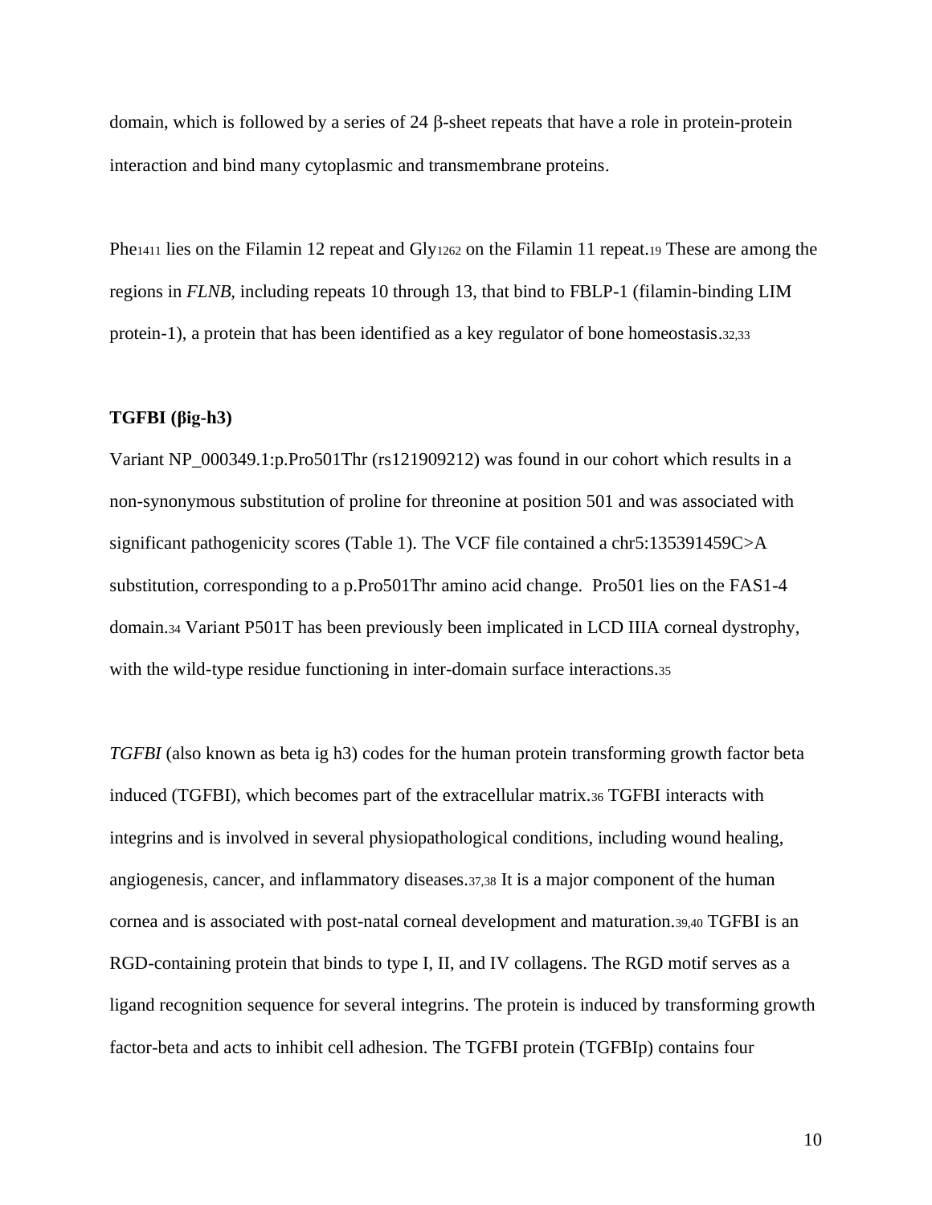domain, which is followed by a series of 24 β-sheet repeats that have a role in protein-protein interaction and bind many cytoplasmic and transmembrane proteins.

Phe1411 lies on the Filamin 12 repeat and Gly1262 on the Filamin 11 repeat.[19] These are among the regions in *FLNB*, including repeats 10 through 13, that bind to FBLP-1 (filamin-binding LIM protein-1), a protein that has been identified as a key regulator of bone homeostasis.[32,33]

**TGFBI (βig-h3)**

Variant NP_000349.1:p.Pro501Thr (rs121909212) was found in our cohort which results in a non-synonymous substitution of proline for threonine at position 501 and was associated with significant pathogenicity scores (Table 1). The VCF file contained a chr5:135391459C>A substitution, corresponding to a p.Pro501Thr amino acid change. Pro501 lies on the FAS1-4 domain.[34] Variant P501T has been previously been implicated in LCD IIIA corneal dystrophy, with the wild-type residue functioning in inter-domain surface interactions.[35]

*TGFBI* (also known as beta ig h3) codes for the human protein transforming growth factor beta induced (TGFBI), which becomes part of the extracellular matrix.[36] TGFBI interacts with integrins and is involved in several physiopathological conditions, including wound healing, angiogenesis, cancer, and inflammatory diseases.[37,38] It is a major component of the human cornea and is associated with post-natal corneal development and maturation.[39,40] TGFBI is an RGD-containing protein that binds to type I, II, and IV collagens. The RGD motif serves as a ligand recognition sequence for several integrins. The protein is induced by transforming growth factor-beta and acts to inhibit cell adhesion. The TGFBI protein (TGFBIp) contains four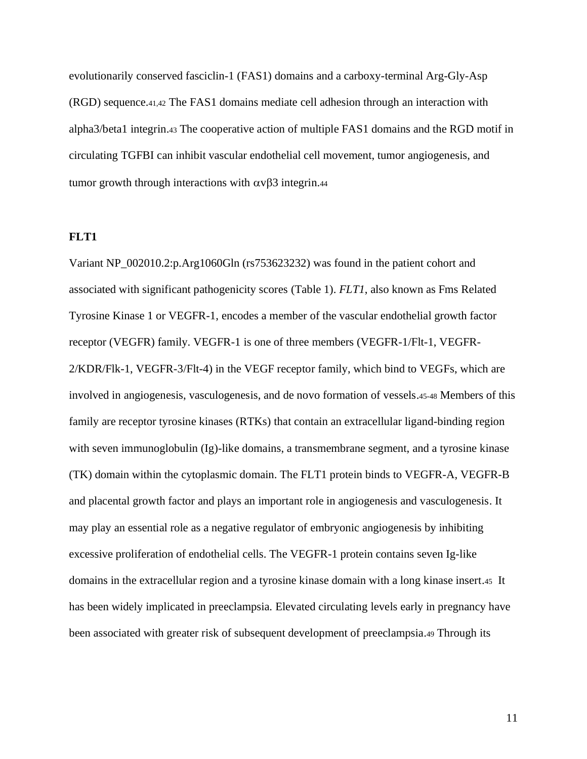evolutionarily conserved fasciclin-1 (FAS1) domains and a carboxy-terminal Arg-Gly-Asp (RGD) sequence.[41,42] The FAS1 domains mediate cell adhesion through an interaction with alpha3/beta1 integrin.[43] The cooperative action of multiple FAS1 domains and the RGD motif in circulating TGFBI can inhibit vascular endothelial cell movement, tumor angiogenesis, and tumor growth through interactions with $\alpha v\beta 3$ integrin.[44]

**FLT1**

Variant NP_002010.2:p.Arg1060Gln (rs753623232) was found in the patient cohort and associated with significant pathogenicity scores (Table 1). *FLT1*, also known as Fms Related Tyrosine Kinase 1 or VEGFR-1, encodes a member of the vascular endothelial growth factor receptor (VEGFR) family. VEGFR-1 is one of three members (VEGFR-1/Flt-1, VEGFR-2/KDR/Flk-1, VEGFR-3/Flt-4) in the VEGF receptor family, which bind to VEGFs, which are involved in angiogenesis, vasculogenesis, and de novo formation of vessels.[45-48] Members of this family are receptor tyrosine kinases (RTKs) that contain an extracellular ligand-binding region with seven immunoglobulin (Ig)-like domains, a transmembrane segment, and a tyrosine kinase (TK) domain within the cytoplasmic domain. The FLT1 protein binds to VEGFR-A, VEGFR-B and placental growth factor and plays an important role in angiogenesis and vasculogenesis. It may play an essential role as a negative regulator of embryonic angiogenesis by inhibiting excessive proliferation of endothelial cells. The VEGFR-1 protein contains seven Ig-like domains in the extracellular region and a tyrosine kinase domain with a long kinase insert.[45] It has been widely implicated in preeclampsia. Elevated circulating levels early in pregnancy have been associated with greater risk of subsequent development of preeclampsia.[49] Through its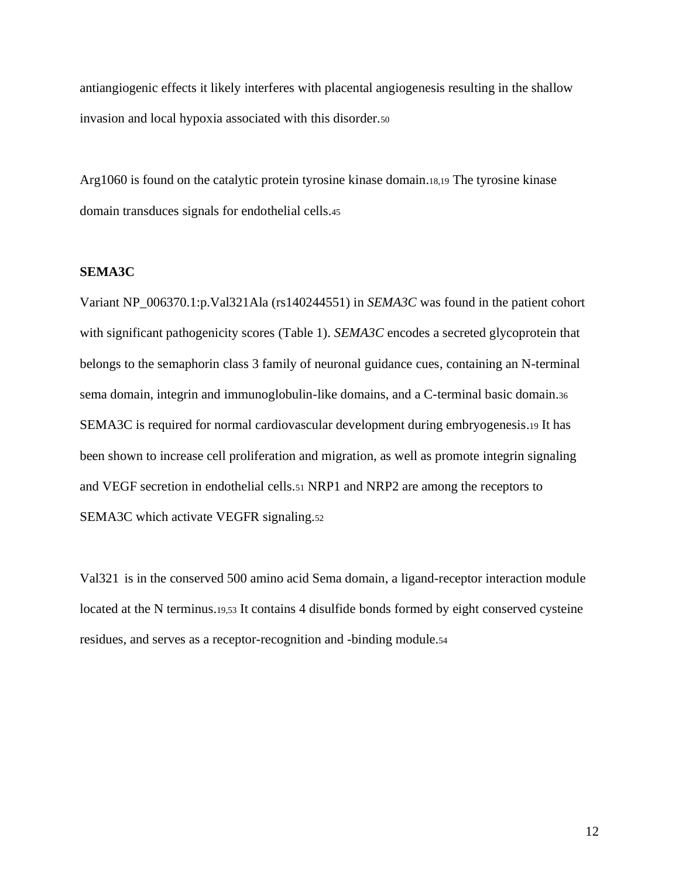antiangiogenic effects it likely interferes with placental angiogenesis resulting in the shallow invasion and local hypoxia associated with this disorder.[50]

Arg1060 is found on the catalytic protein tyrosine kinase domain.[18,19] The tyrosine kinase domain transduces signals for endothelial cells.[45]

**SEMA3C**

Variant NP_006370.1:p.Val321Ala (rs140244551) in *SEMA3C* was found in the patient cohort with significant pathogenicity scores (Table 1). *SEMA3C* encodes a secreted glycoprotein that belongs to the semaphorin class 3 family of neuronal guidance cues, containing an N-terminal sema domain, integrin and immunoglobulin-like domains, and a C-terminal basic domain.[36] SEMA3C is required for normal cardiovascular development during embryogenesis.[19] It has been shown to increase cell proliferation and migration, as well as promote integrin signaling and VEGF secretion in endothelial cells.[51] NRP1 and NRP2 are among the receptors to SEMA3C which activate VEGFR signaling.[52]

Val321 is in the conserved 500 amino acid Sema domain, a ligand-receptor interaction module located at the N terminus.[19,53] It contains 4 disulfide bonds formed by eight conserved cysteine residues, and serves as a receptor-recognition and -binding module.[54]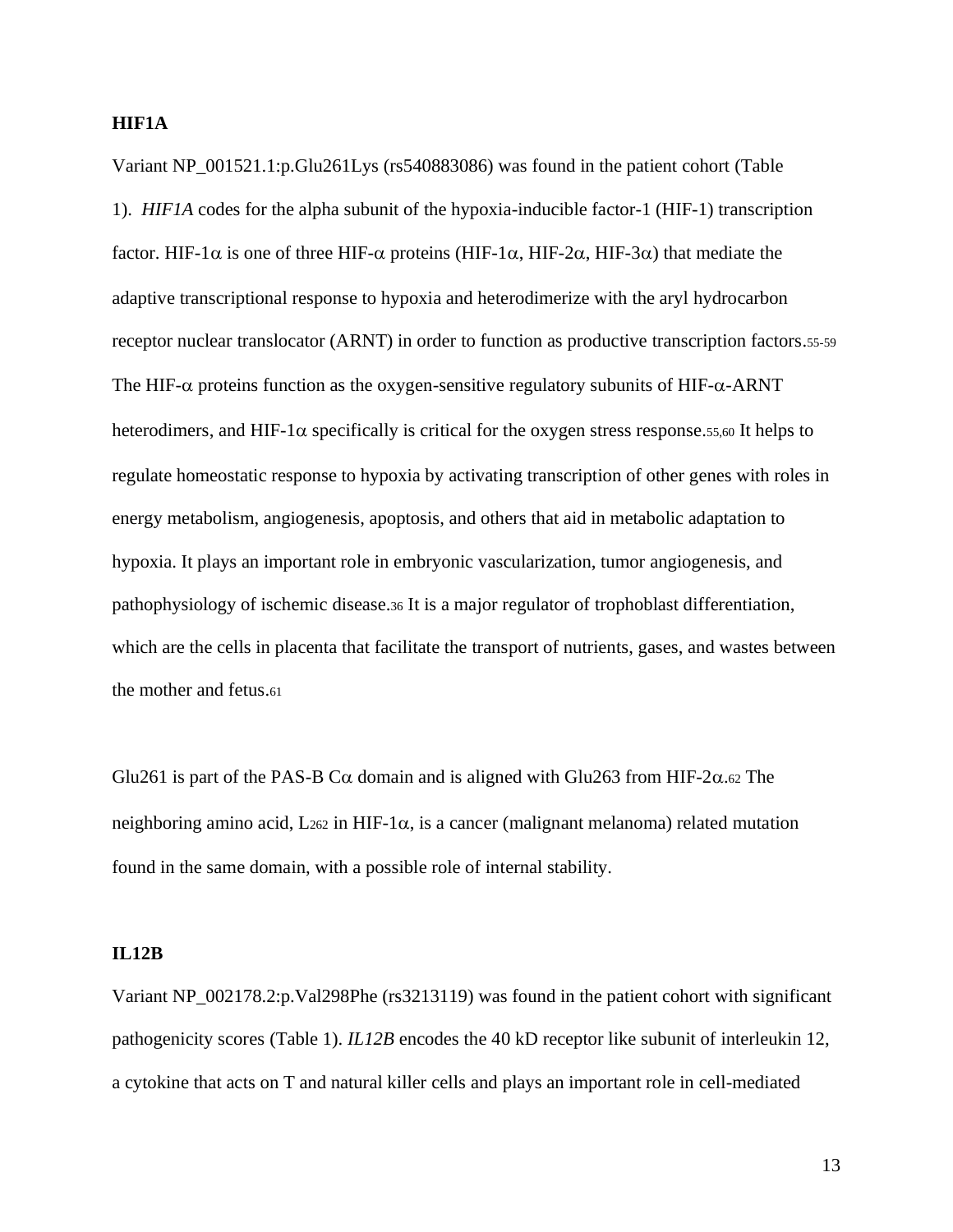**HIF1A**

Variant NP_001521.1:p.Glu261Lys (rs540883086) was found in the patient cohort (Table 1). *HIF1A* codes for the alpha subunit of the hypoxia-inducible factor-1 (HIF-1) transcription factor. HIF-1$\alpha$ is one of three HIF-$\alpha$ proteins (HIF-1$\alpha$, HIF-2$\alpha$, HIF-3$\alpha$) that mediate the adaptive transcriptional response to hypoxia and heterodimerize with the aryl hydrocarbon receptor nuclear translocator (ARNT) in order to function as productive transcription factors.[55-59] The HIF-$\alpha$ proteins function as the oxygen-sensitive regulatory subunits of HIF-$\alpha$-ARNT heterodimers, and HIF-1$\alpha$ specifically is critical for the oxygen stress response.[55,60] It helps to regulate homeostatic response to hypoxia by activating transcription of other genes with roles in energy metabolism, angiogenesis, apoptosis, and others that aid in metabolic adaptation to hypoxia. It plays an important role in embryonic vascularization, tumor angiogenesis, and pathophysiology of ischemic disease.[36] It is a major regulator of trophoblast differentiation, which are the cells in placenta that facilitate the transport of nutrients, gases, and wastes between the mother and fetus.[61]

Glu261 is part of the PAS-B C$\alpha$ domain and is aligned with Glu263 from HIF-2$\alpha$.[62] The neighboring amino acid, $L_{262}$ in HIF-1$\alpha$, is a cancer (malignant melanoma) related mutation found in the same domain, with a possible role of internal stability.

**IL12B**

Variant NP_002178.2:p.Val298Phe (rs3213119) was found in the patient cohort with significant pathogenicity scores (Table 1). *IL12B* encodes the 40 kD receptor like subunit of interleukin 12, a cytokine that acts on T and natural killer cells and plays an important role in cell-mediated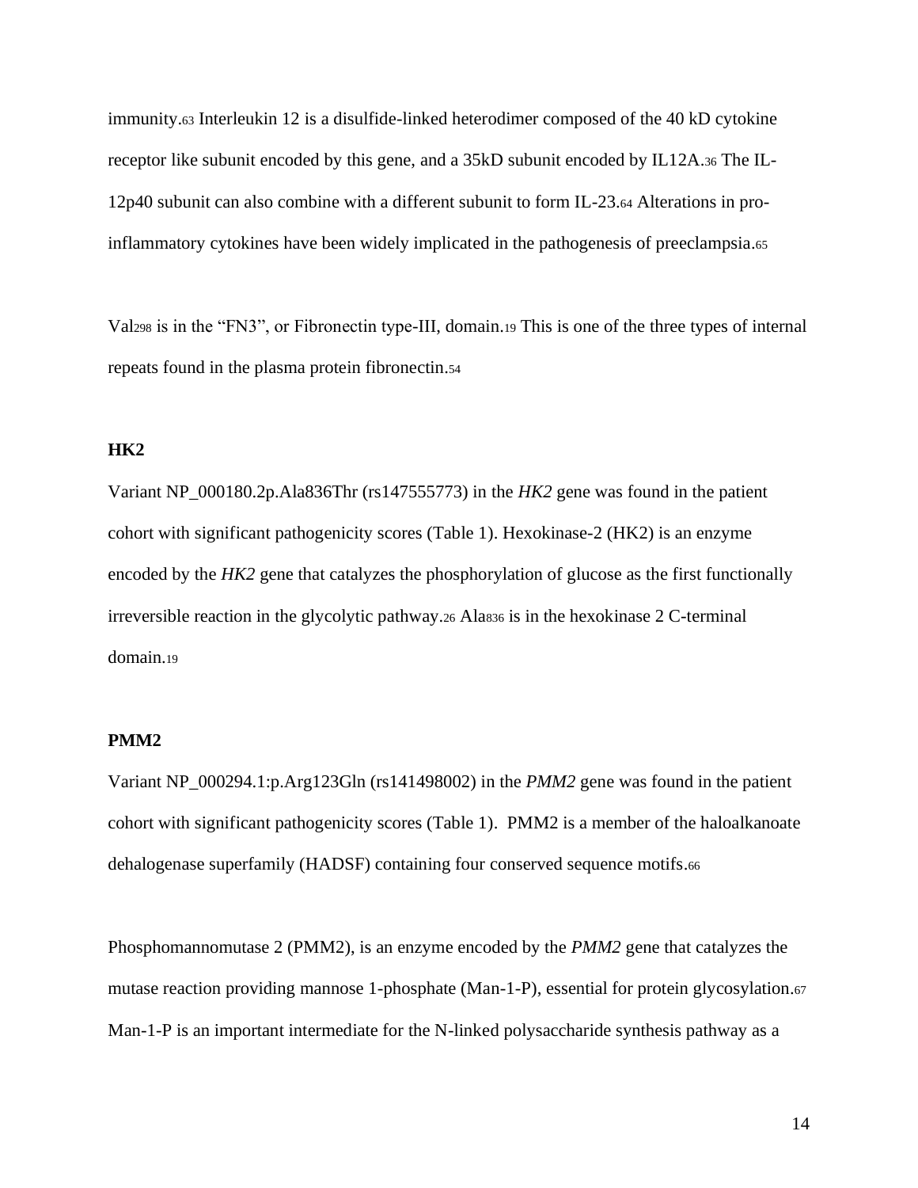immunity.[63] Interleukin 12 is a disulfide-linked heterodimer composed of the 40 kD cytokine receptor like subunit encoded by this gene, and a 35kD subunit encoded by IL12A.[36] The IL-12p40 subunit can also combine with a different subunit to form IL-23.[64] Alterations in pro-inflammatory cytokines have been widely implicated in the pathogenesis of preeclampsia.[65]

Val298 is in the "FN3", or Fibronectin type-III, domain.[19] This is one of the three types of internal repeats found in the plasma protein fibronectin.[54]

**HK2**

Variant NP_000180.2p.Ala836Thr (rs147555773) in the *HK2* gene was found in the patient cohort with significant pathogenicity scores (Table 1). Hexokinase-2 (HK2) is an enzyme encoded by the *HK2* gene that catalyzes the phosphorylation of glucose as the first functionally irreversible reaction in the glycolytic pathway.[26] Ala836 is in the hexokinase 2 C-terminal domain.[19]

**PMM2**

Variant NP_000294.1:p.Arg123Gln (rs141498002) in the *PMM2* gene was found in the patient cohort with significant pathogenicity scores (Table 1). PMM2 is a member of the haloalkanoate dehalogenase superfamily (HADSF) containing four conserved sequence motifs.[66]

Phosphomannomutase 2 (PMM2), is an enzyme encoded by the *PMM2* gene that catalyzes the mutase reaction providing mannose 1-phosphate (Man-1-P), essential for protein glycosylation.[67] Man-1-P is an important intermediate for the N-linked polysaccharide synthesis pathway as a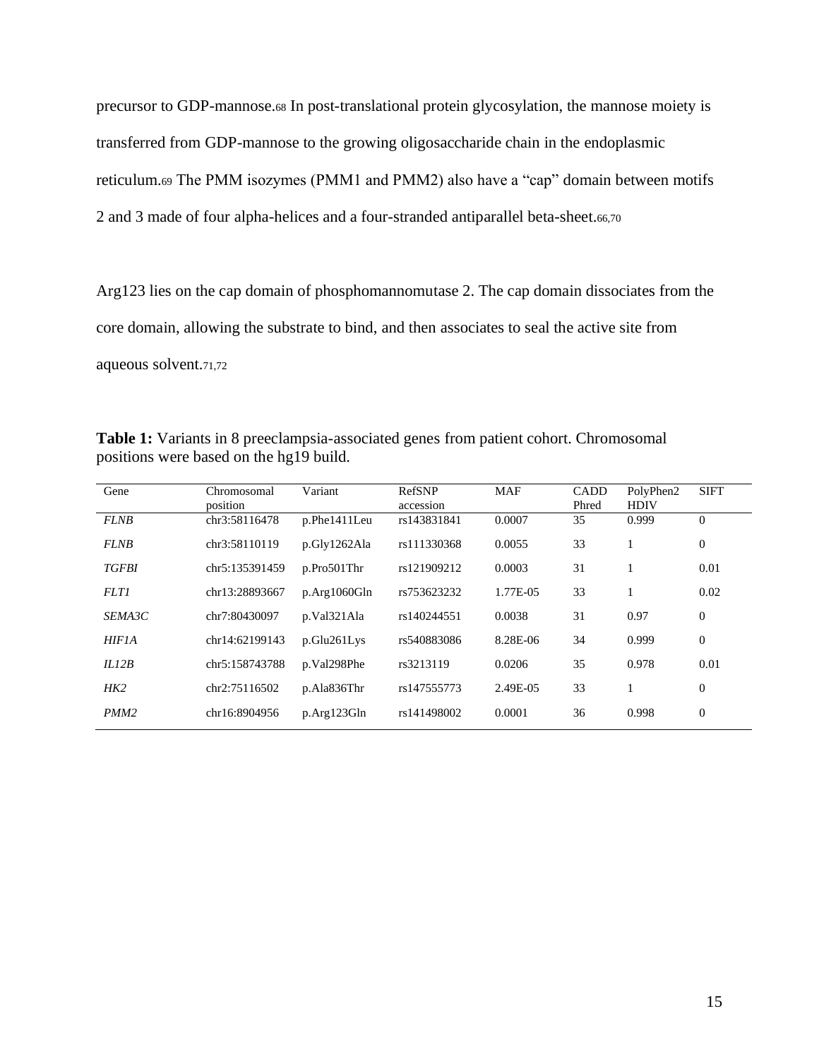precursor to GDP-mannose.[68] In post-translational protein glycosylation, the mannose moiety is transferred from GDP-mannose to the growing oligosaccharide chain in the endoplasmic reticulum.[69] The PMM isozymes (PMM1 and PMM2) also have a "cap" domain between motifs 2 and 3 made of four alpha-helices and a four-stranded antiparallel beta-sheet.[66,70]

Arg123 lies on the cap domain of phosphomannomutase 2. The cap domain dissociates from the core domain, allowing the substrate to bind, and then associates to seal the active site from aqueous solvent.[71,72]

**Table 1:** Variants in 8 preeclampsia-associated genes from patient cohort. Chromosomal positions were based on the hg19 build.

| Gene | Chromosomal position | Variant | RefSNP accession | MAF | CADD Phred | PolyPhen2 HDIV | SIFT |
|---|---|---|---|---|---|---|---|
| *FLNB* | chr3:58116478 | p.Phe1411Leu | rs143831841 | 0.0007 | 35 | 0.999 | 0 |
| *FLNB* | chr3:58110119 | p.Gly1262Ala | rs111330368 | 0.0055 | 33 | 1 | 0 |
| *TGFBI* | chr5:135391459 | p.Pro501Thr | rs121909212 | 0.0003 | 31 | 1 | 0.01 |
| *FLT1* | chr13:28893667 | p.Arg1060Gln | rs753623232 | 1.77E-05 | 33 | 1 | 0.02 |
| *SEMA3C* | chr7:80430097 | p.Val321Ala | rs140244551 | 0.0038 | 31 | 0.97 | 0 |
| *HIF1A* | chr14:62199143 | p.Glu261Lys | rs540883086 | 8.28E-06 | 34 | 0.999 | 0 |
| *IL12B* | chr5:158743788 | p.Val298Phe | rs3213119 | 0.0206 | 35 | 0.978 | 0.01 |
| *HK2* | chr2:75116502 | p.Ala836Thr | rs147555773 | 2.49E-05 | 33 | 1 | 0 |
| *PMM2* | chr16:8904956 | p.Arg123Gln | rs141498002 | 0.0001 | 36 | 0.998 | 0 |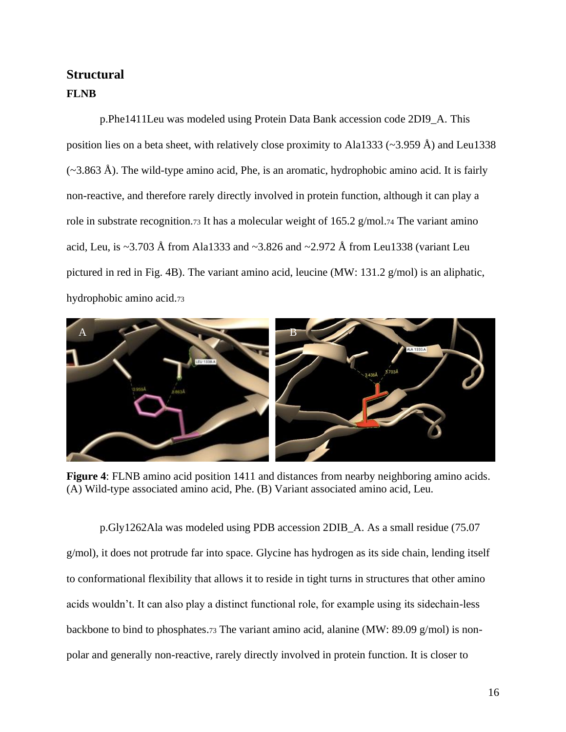## Structural

### FLNB

p.Phe1411Leu was modeled using Protein Data Bank accession code 2DI9_A. This position lies on a beta sheet, with relatively close proximity to Ala1333 (~3.959 Å) and Leu1338 (~3.863 Å). The wild-type amino acid, Phe, is an aromatic, hydrophobic amino acid. It is fairly non-reactive, and therefore rarely directly involved in protein function, although it can play a role in substrate recognition.[73] It has a molecular weight of 165.2 g/mol.[74] The variant amino acid, Leu, is ~3.703 Å from Ala1333 and ~3.826 and ~2.972 Å from Leu1338 (variant Leu pictured in red in Fig. 4B). The variant amino acid, leucine (MW: 131.2 g/mol) is an aliphatic, hydrophobic amino acid.[73]

**Figure 4**: FLNB amino acid position 1411 and distances from nearby neighboring amino acids. (A) Wild-type associated amino acid, Phe. (B) Variant associated amino acid, Leu.

p.Gly1262Ala was modeled using PDB accession 2DIB_A. As a small residue (75.07 g/mol), it does not protrude far into space. Glycine has hydrogen as its side chain, lending itself to conformational flexibility that allows it to reside in tight turns in structures that other amino acids wouldn't. It can also play a distinct functional role, for example using its sidechain-less backbone to bind to phosphates.[73] The variant amino acid, alanine (MW: 89.09 g/mol) is non-polar and generally non-reactive, rarely directly involved in protein function. It is closer to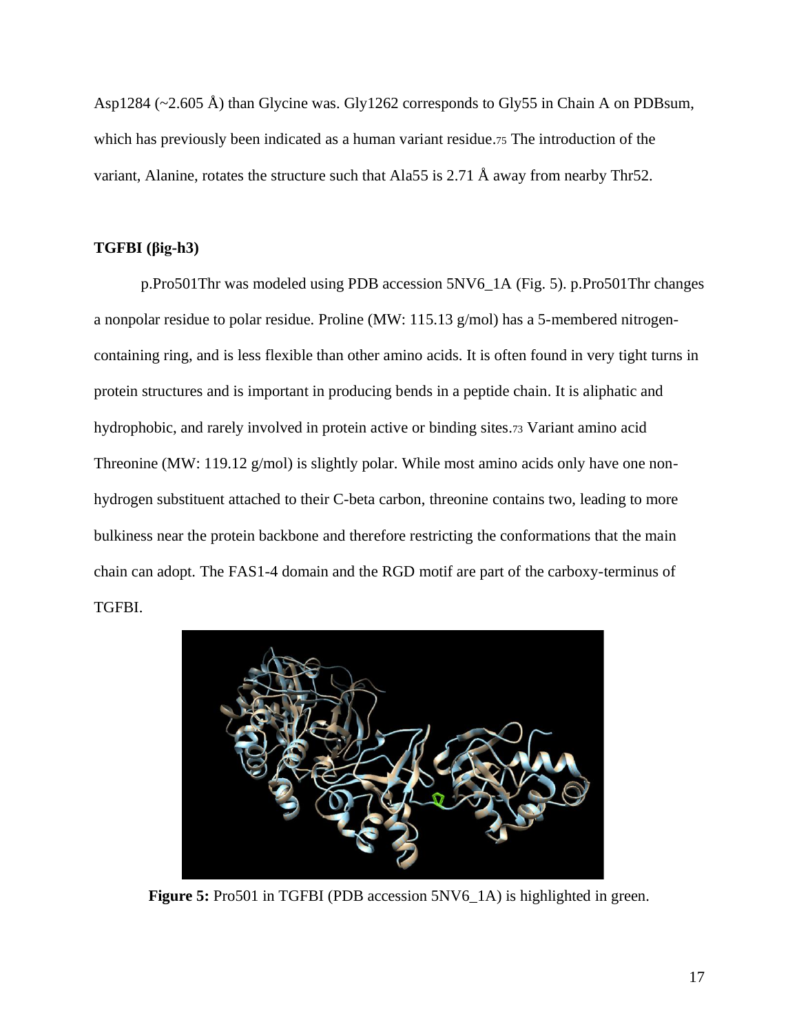Asp1284 (~2.605 Å) than Glycine was. Gly1262 corresponds to Gly55 in Chain A on PDBsum, which has previously been indicated as a human variant residue.[75] The introduction of the variant, Alanine, rotates the structure such that Ala55 is 2.71 Å away from nearby Thr52.

**TGFBI (βig-h3)**

p.Pro501Thr was modeled using PDB accession 5NV6_1A (Fig. 5). p.Pro501Thr changes a nonpolar residue to polar residue. Proline (MW: 115.13 g/mol) has a 5-membered nitrogen-containing ring, and is less flexible than other amino acids. It is often found in very tight turns in protein structures and is important in producing bends in a peptide chain. It is aliphatic and hydrophobic, and rarely involved in protein active or binding sites.[73] Variant amino acid Threonine (MW: 119.12 g/mol) is slightly polar. While most amino acids only have one non-hydrogen substituent attached to their C-beta carbon, threonine contains two, leading to more bulkiness near the protein backbone and therefore restricting the conformations that the main chain can adopt. The FAS1-4 domain and the RGD motif are part of the carboxy-terminus of TGFBI.

**Figure 5:** Pro501 in TGFBI (PDB accession 5NV6_1A) is highlighted in green.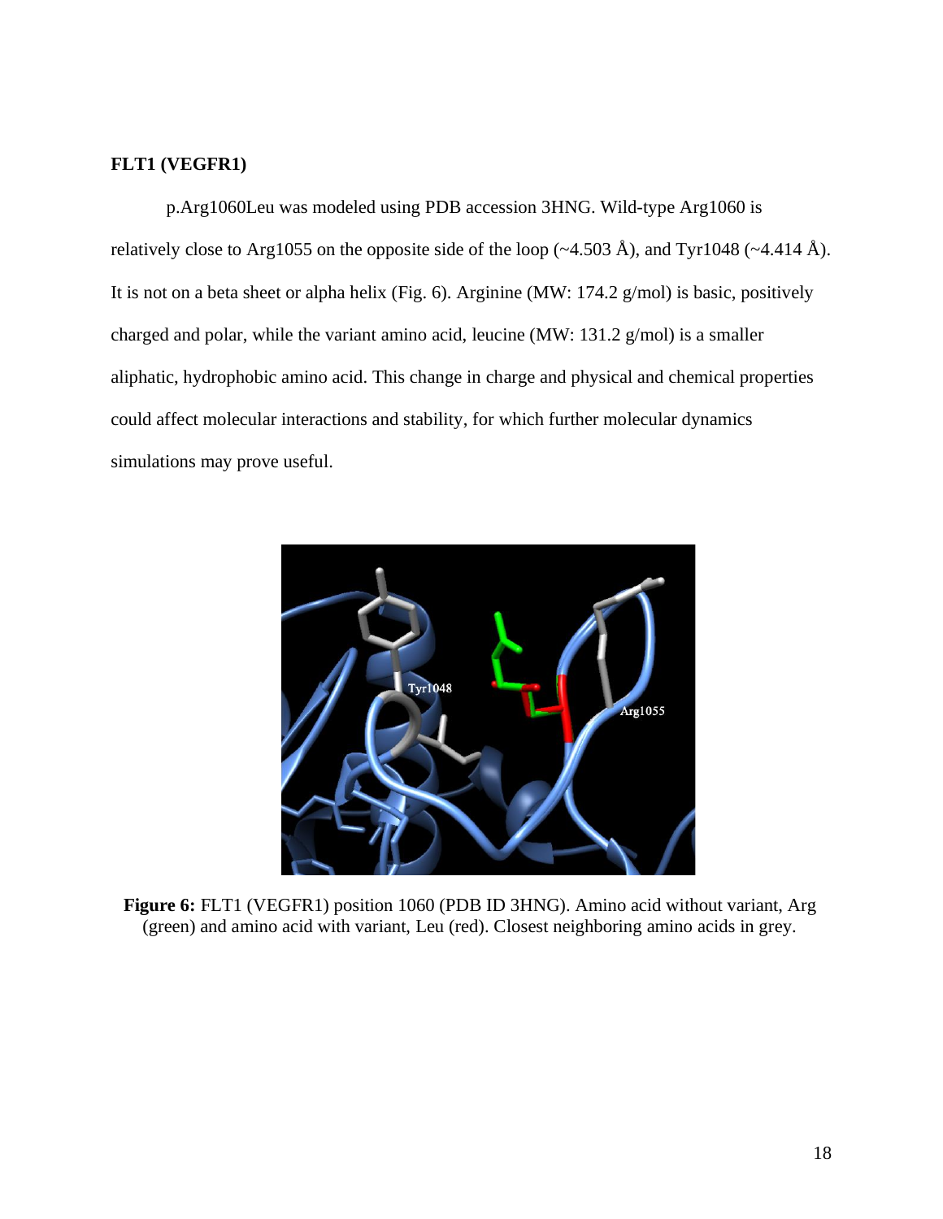**FLT1 (VEGFR1)**

p.Arg1060Leu was modeled using PDB accession 3HNG. Wild-type Arg1060 is relatively close to Arg1055 on the opposite side of the loop (~4.503 Å), and Tyr1048 (~4.414 Å). It is not on a beta sheet or alpha helix (Fig. 6). Arginine (MW: 174.2 g/mol) is basic, positively charged and polar, while the variant amino acid, leucine (MW: 131.2 g/mol) is a smaller aliphatic, hydrophobic amino acid. This change in charge and physical and chemical properties could affect molecular interactions and stability, for which further molecular dynamics simulations may prove useful.

**Figure 6:** FLT1 (VEGFR1) position 1060 (PDB ID 3HNG). Amino acid without variant, Arg (green) and amino acid with variant, Leu (red). Closest neighboring amino acids in grey.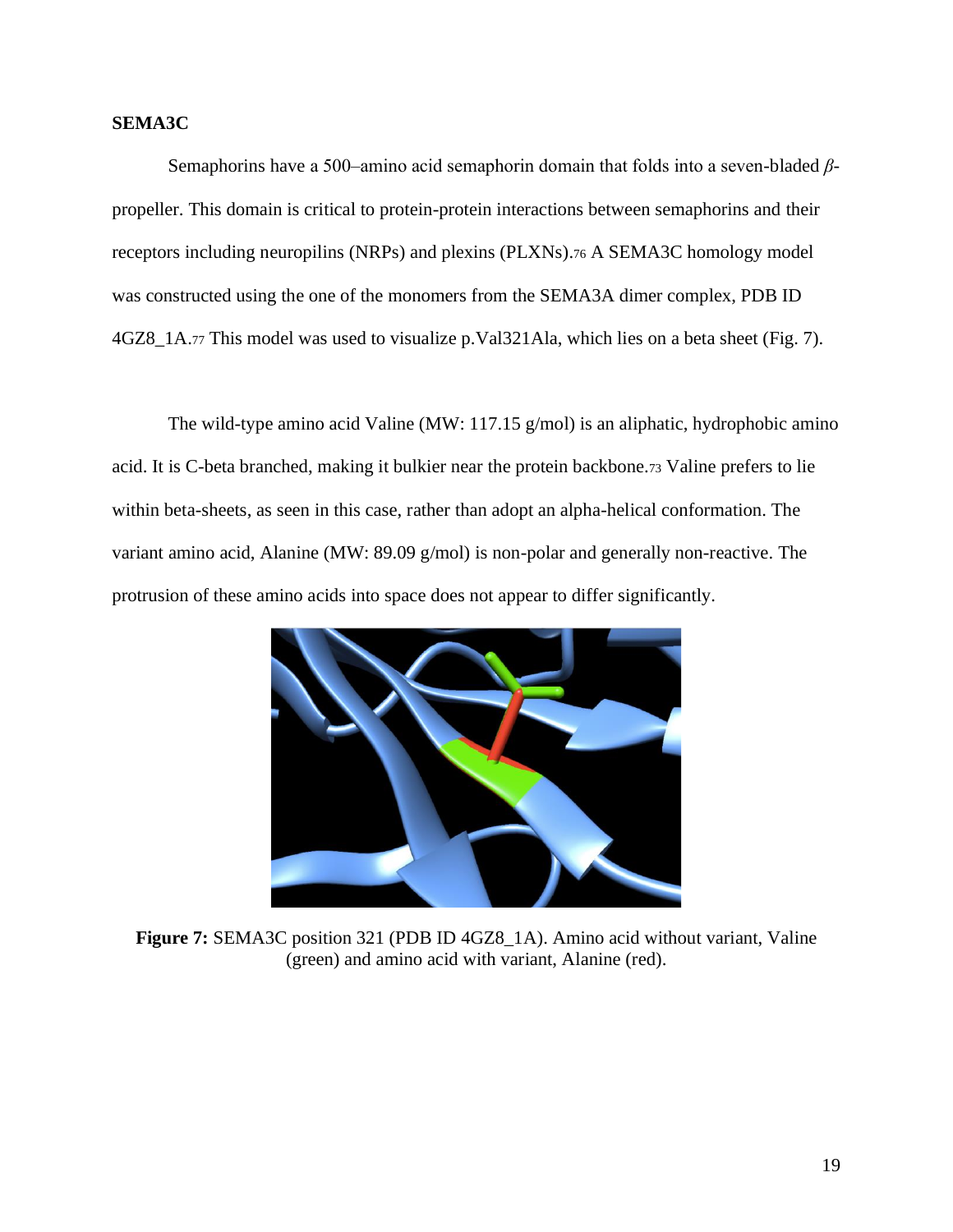**SEMA3C**

Semaphorins have a 500–amino acid semaphorin domain that folds into a seven-bladed *β*-propeller. This domain is critical to protein-protein interactions between semaphorins and their receptors including neuropilins (NRPs) and plexins (PLXNs).[76] A SEMA3C homology model was constructed using the one of the monomers from the SEMA3A dimer complex, PDB ID 4GZ8_1A.[77] This model was used to visualize p.Val321Ala, which lies on a beta sheet (Fig. 7).

The wild-type amino acid Valine (MW: 117.15 g/mol) is an aliphatic, hydrophobic amino acid. It is C-beta branched, making it bulkier near the protein backbone.[73] Valine prefers to lie within beta-sheets, as seen in this case, rather than adopt an alpha-helical conformation. The variant amino acid, Alanine (MW: 89.09 g/mol) is non-polar and generally non-reactive. The protrusion of these amino acids into space does not appear to differ significantly.

**Figure 7:** SEMA3C position 321 (PDB ID 4GZ8_1A). Amino acid without variant, Valine (green) and amino acid with variant, Alanine (red).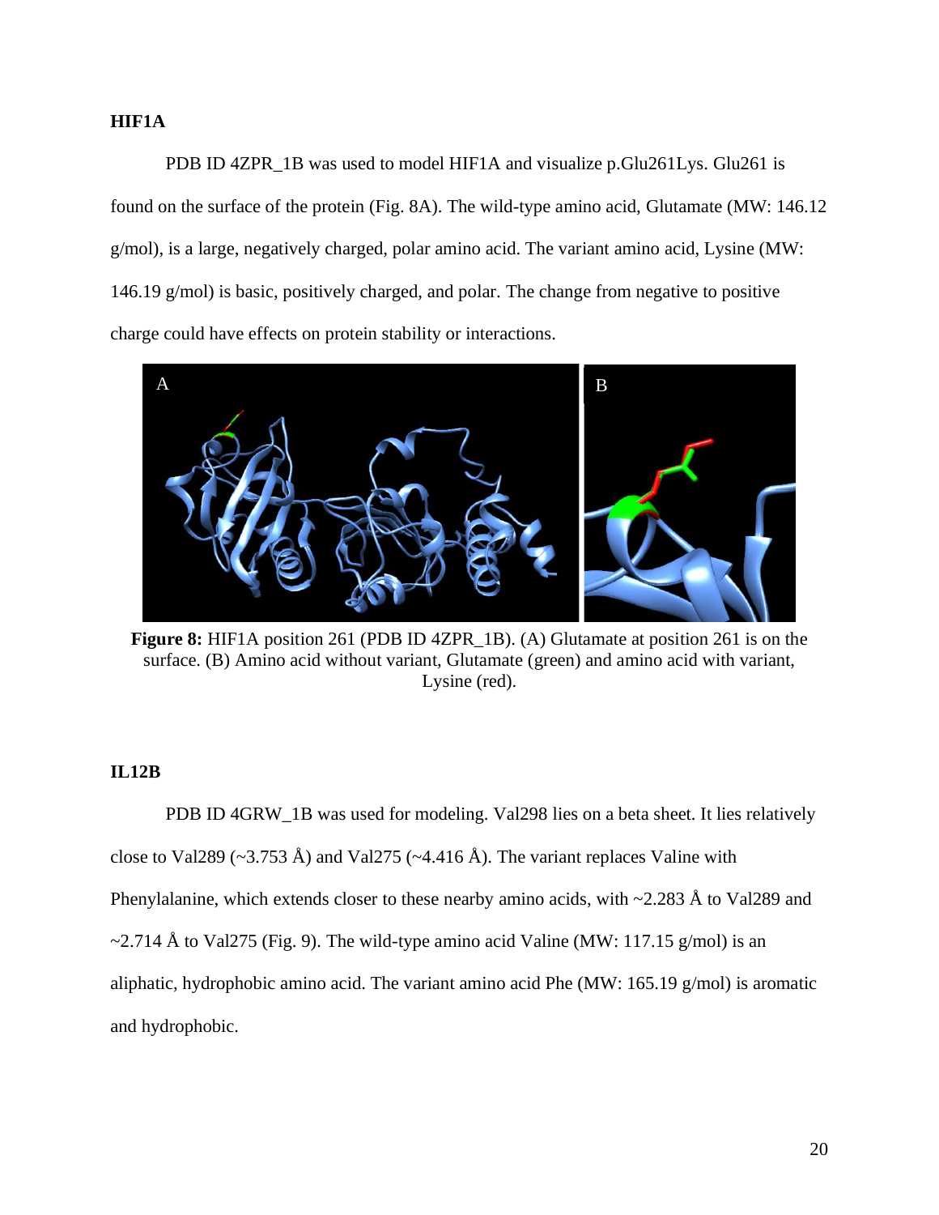**HIF1A**

PDB ID 4ZPR_1B was used to model HIF1A and visualize p.Glu261Lys. Glu261 is found on the surface of the protein (Fig. 8A). The wild-type amino acid, Glutamate (MW: 146.12 g/mol), is a large, negatively charged, polar amino acid. The variant amino acid, Lysine (MW: 146.19 g/mol) is basic, positively charged, and polar. The change from negative to positive charge could have effects on protein stability or interactions.

**Figure 8:** HIF1A position 261 (PDB ID 4ZPR_1B). (A) Glutamate at position 261 is on the surface. (B) Amino acid without variant, Glutamate (green) and amino acid with variant, Lysine (red).

**IL12B**

PDB ID 4GRW_1B was used for modeling. Val298 lies on a beta sheet. It lies relatively close to Val289 (~3.753 Å) and Val275 (~4.416 Å). The variant replaces Valine with Phenylalanine, which extends closer to these nearby amino acids, with ~2.283 Å to Val289 and ~2.714 Å to Val275 (Fig. 9). The wild-type amino acid Valine (MW: 117.15 g/mol) is an aliphatic, hydrophobic amino acid. The variant amino acid Phe (MW: 165.19 g/mol) is aromatic and hydrophobic.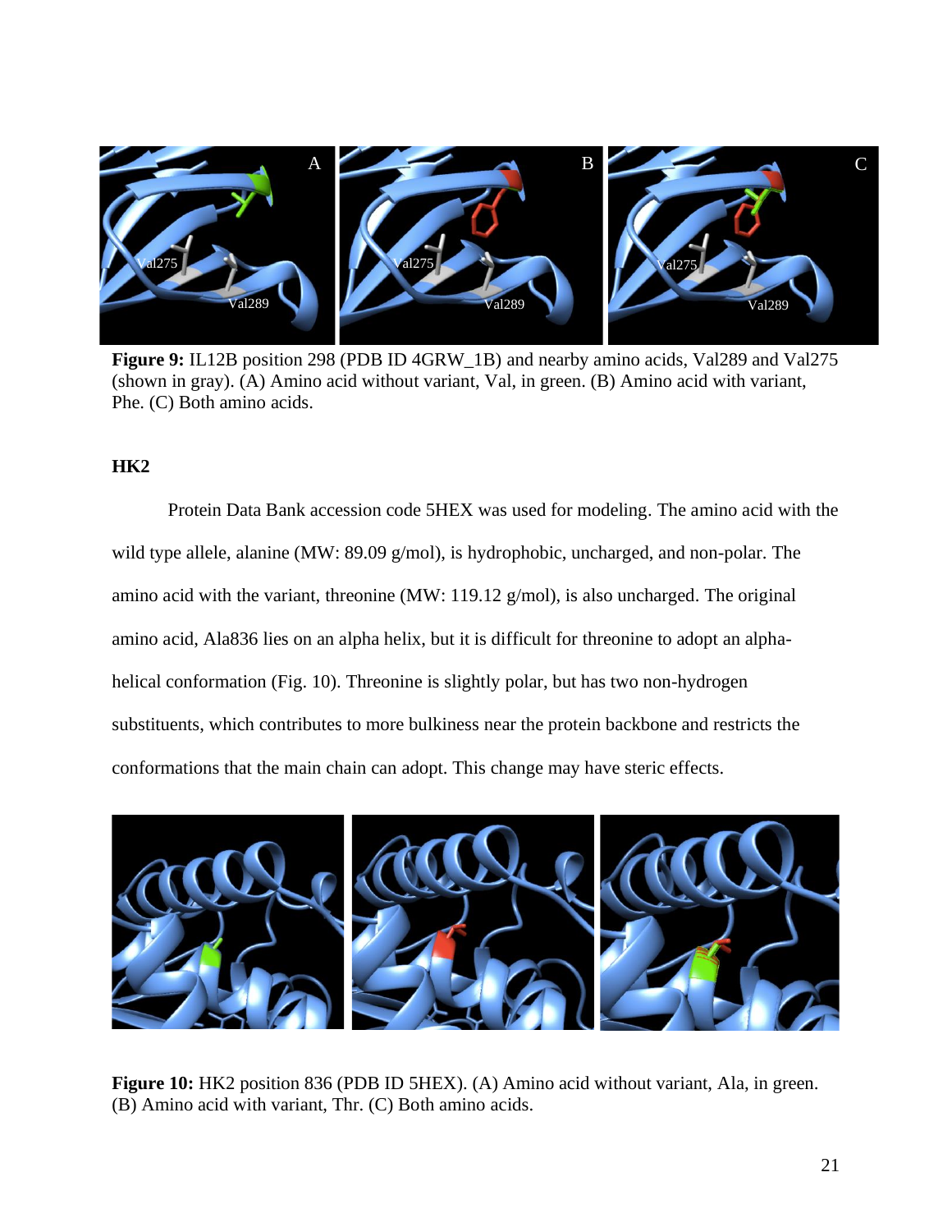**Figure 9:** IL12B position 298 (PDB ID 4GRW_1B) and nearby amino acids, Val289 and Val275 (shown in gray). (A) Amino acid without variant, Val, in green. (B) Amino acid with variant, Phe. (C) Both amino acids.

### HK2

Protein Data Bank accession code 5HEX was used for modeling. The amino acid with the wild type allele, alanine (MW: 89.09 g/mol), is hydrophobic, uncharged, and non-polar. The amino acid with the variant, threonine (MW: 119.12 g/mol), is also uncharged. The original amino acid, Ala836 lies on an alpha helix, but it is difficult for threonine to adopt an alpha-helical conformation (Fig. 10). Threonine is slightly polar, but has two non-hydrogen substituents, which contributes to more bulkiness near the protein backbone and restricts the conformations that the main chain can adopt. This change may have steric effects.

**Figure 10:** HK2 position 836 (PDB ID 5HEX). (A) Amino acid without variant, Ala, in green. (B) Amino acid with variant, Thr. (C) Both amino acids.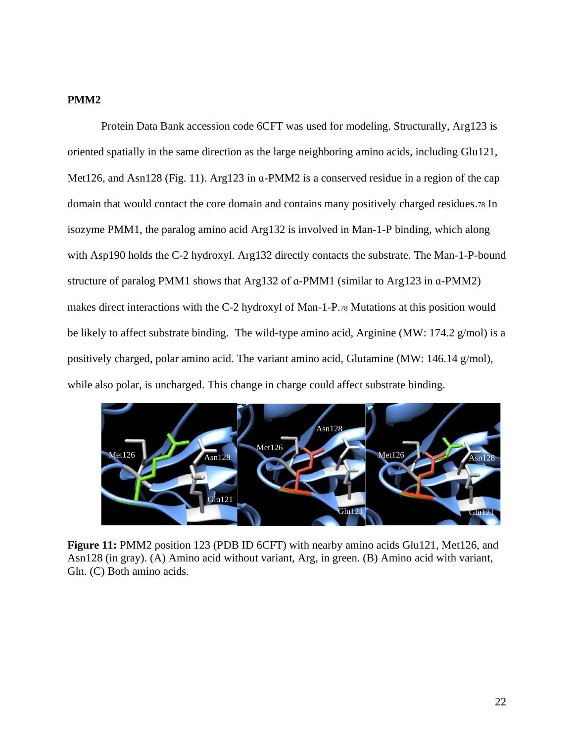**PMM2**

Protein Data Bank accession code 6CFT was used for modeling. Structurally, Arg123 is oriented spatially in the same direction as the large neighboring amino acids, including Glu121, Met126, and Asn128 (Fig. 11). Arg123 in α-PMM2 is a conserved residue in a region of the cap domain that would contact the core domain and contains many positively charged residues.[78] In isozyme PMM1, the paralog amino acid Arg132 is involved in Man-1-P binding, which along with Asp190 holds the C-2 hydroxyl. Arg132 directly contacts the substrate. The Man-1-P-bound structure of paralog PMM1 shows that Arg132 of α-PMM1 (similar to Arg123 in α-PMM2) makes direct interactions with the C-2 hydroxyl of Man-1-P.[78] Mutations at this position would be likely to affect substrate binding. The wild-type amino acid, Arginine (MW: 174.2 g/mol) is a positively charged, polar amino acid. The variant amino acid, Glutamine (MW: 146.14 g/mol), while also polar, is uncharged. This change in charge could affect substrate binding.

**Figure 11:** PMM2 position 123 (PDB ID 6CFT) with nearby amino acids Glu121, Met126, and Asn128 (in gray). (A) Amino acid without variant, Arg, in green. (B) Amino acid with variant, Gln. (C) Both amino acids.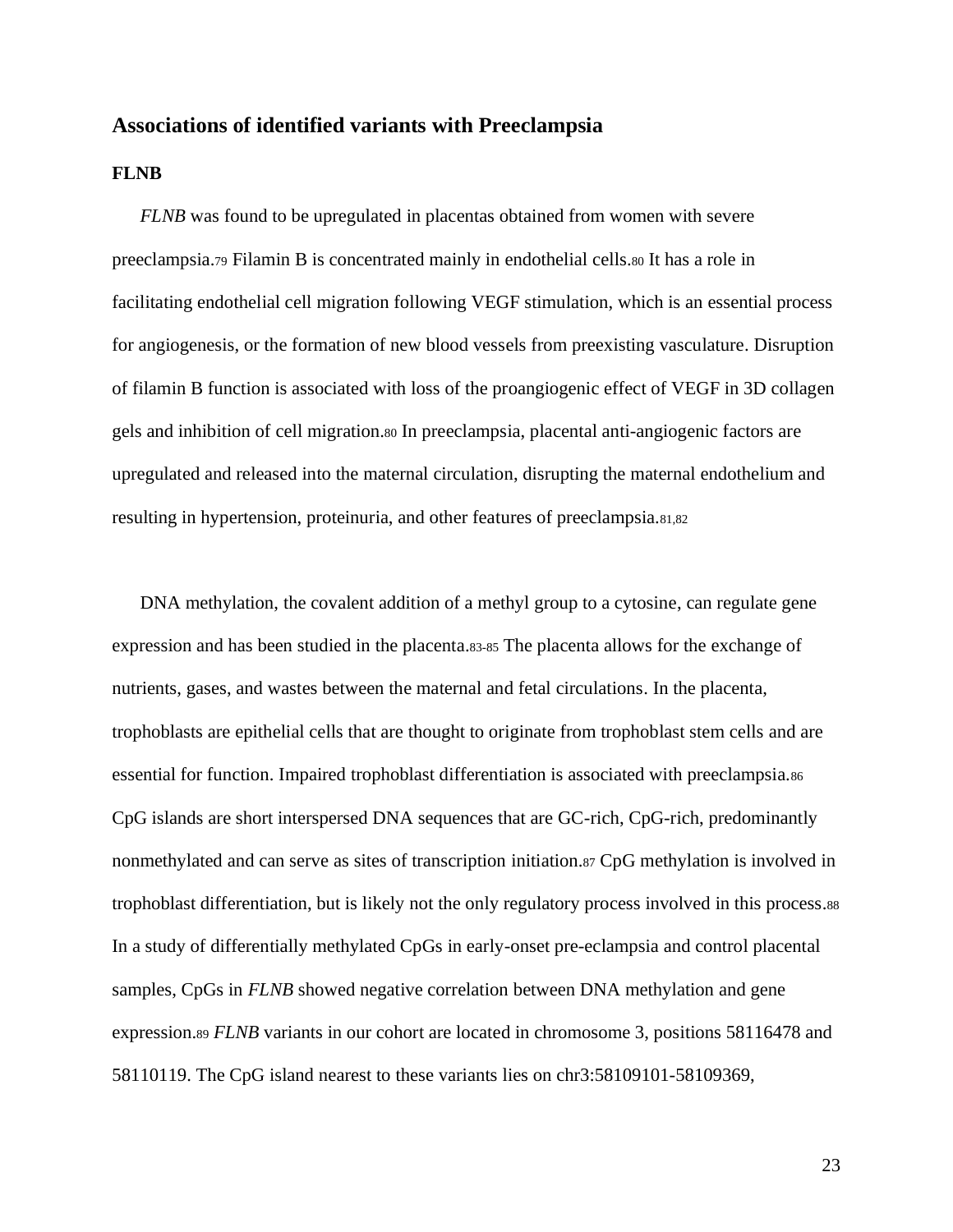## Associations of identified variants with Preeclampsia

### FLNB

*FLNB* was found to be upregulated in placentas obtained from women with severe preeclampsia.[79] Filamin B is concentrated mainly in endothelial cells.[80] It has a role in facilitating endothelial cell migration following VEGF stimulation, which is an essential process for angiogenesis, or the formation of new blood vessels from preexisting vasculature. Disruption of filamin B function is associated with loss of the proangiogenic effect of VEGF in 3D collagen gels and inhibition of cell migration.[80] In preeclampsia, placental anti-angiogenic factors are upregulated and released into the maternal circulation, disrupting the maternal endothelium and resulting in hypertension, proteinuria, and other features of preeclampsia.[81,82]

DNA methylation, the covalent addition of a methyl group to a cytosine, can regulate gene expression and has been studied in the placenta.[83-85] The placenta allows for the exchange of nutrients, gases, and wastes between the maternal and fetal circulations. In the placenta, trophoblasts are epithelial cells that are thought to originate from trophoblast stem cells and are essential for function. Impaired trophoblast differentiation is associated with preeclampsia.[86] CpG islands are short interspersed DNA sequences that are GC-rich, CpG-rich, predominantly nonmethylated and can serve as sites of transcription initiation.[87] CpG methylation is involved in trophoblast differentiation, but is likely not the only regulatory process involved in this process.[88] In a study of differentially methylated CpGs in early-onset pre-eclampsia and control placental samples, CpGs in *FLNB* showed negative correlation between DNA methylation and gene expression.[89] *FLNB* variants in our cohort are located in chromosome 3, positions 58116478 and 58110119. The CpG island nearest to these variants lies on chr3:58109101-58109369,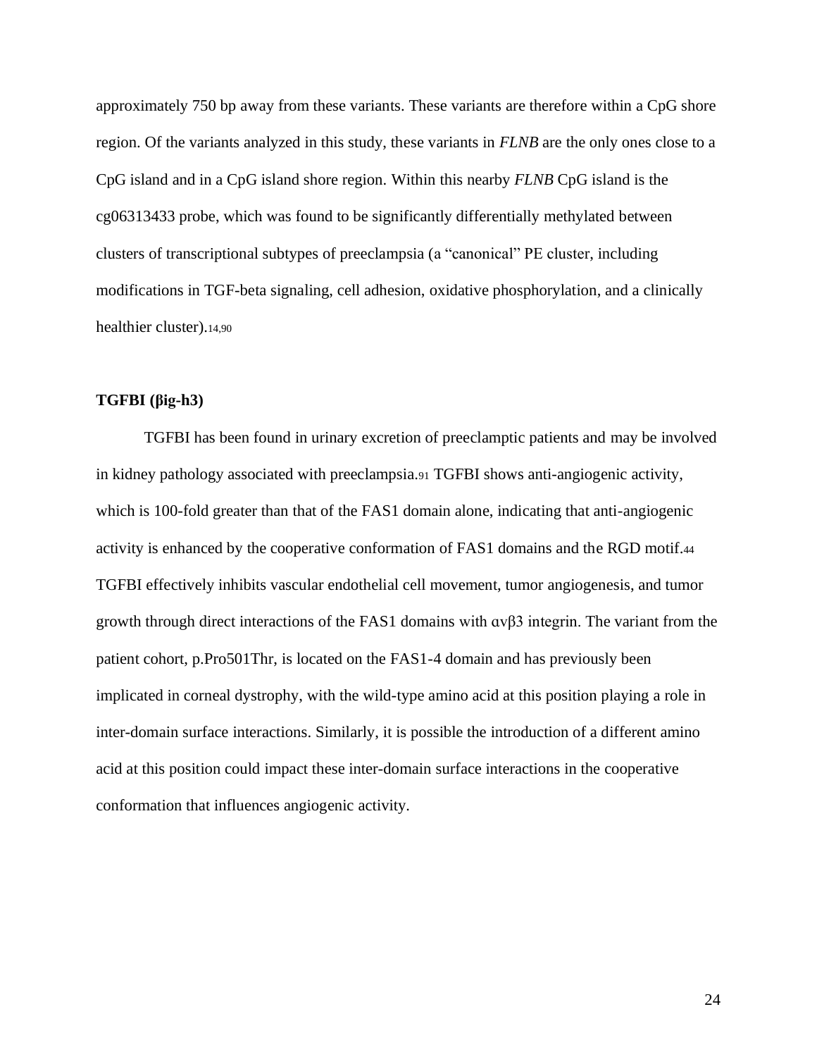approximately 750 bp away from these variants. These variants are therefore within a CpG shore region. Of the variants analyzed in this study, these variants in *FLNB* are the only ones close to a CpG island and in a CpG island shore region. Within this nearby *FLNB* CpG island is the cg06313433 probe, which was found to be significantly differentially methylated between clusters of transcriptional subtypes of preeclampsia (a "canonical" PE cluster, including modifications in TGF-beta signaling, cell adhesion, oxidative phosphorylation, and a clinically healthier cluster).[14,90]

**TGFBI (βig-h3)**

TGFBI has been found in urinary excretion of preeclamptic patients and may be involved in kidney pathology associated with preeclampsia.[91] TGFBI shows anti-angiogenic activity, which is 100-fold greater than that of the FAS1 domain alone, indicating that anti-angiogenic activity is enhanced by the cooperative conformation of FAS1 domains and the RGD motif.[44] TGFBI effectively inhibits vascular endothelial cell movement, tumor angiogenesis, and tumor growth through direct interactions of the FAS1 domains with αvβ3 integrin. The variant from the patient cohort, p.Pro501Thr, is located on the FAS1-4 domain and has previously been implicated in corneal dystrophy, with the wild-type amino acid at this position playing a role in inter-domain surface interactions. Similarly, it is possible the introduction of a different amino acid at this position could impact these inter-domain surface interactions in the cooperative conformation that influences angiogenic activity.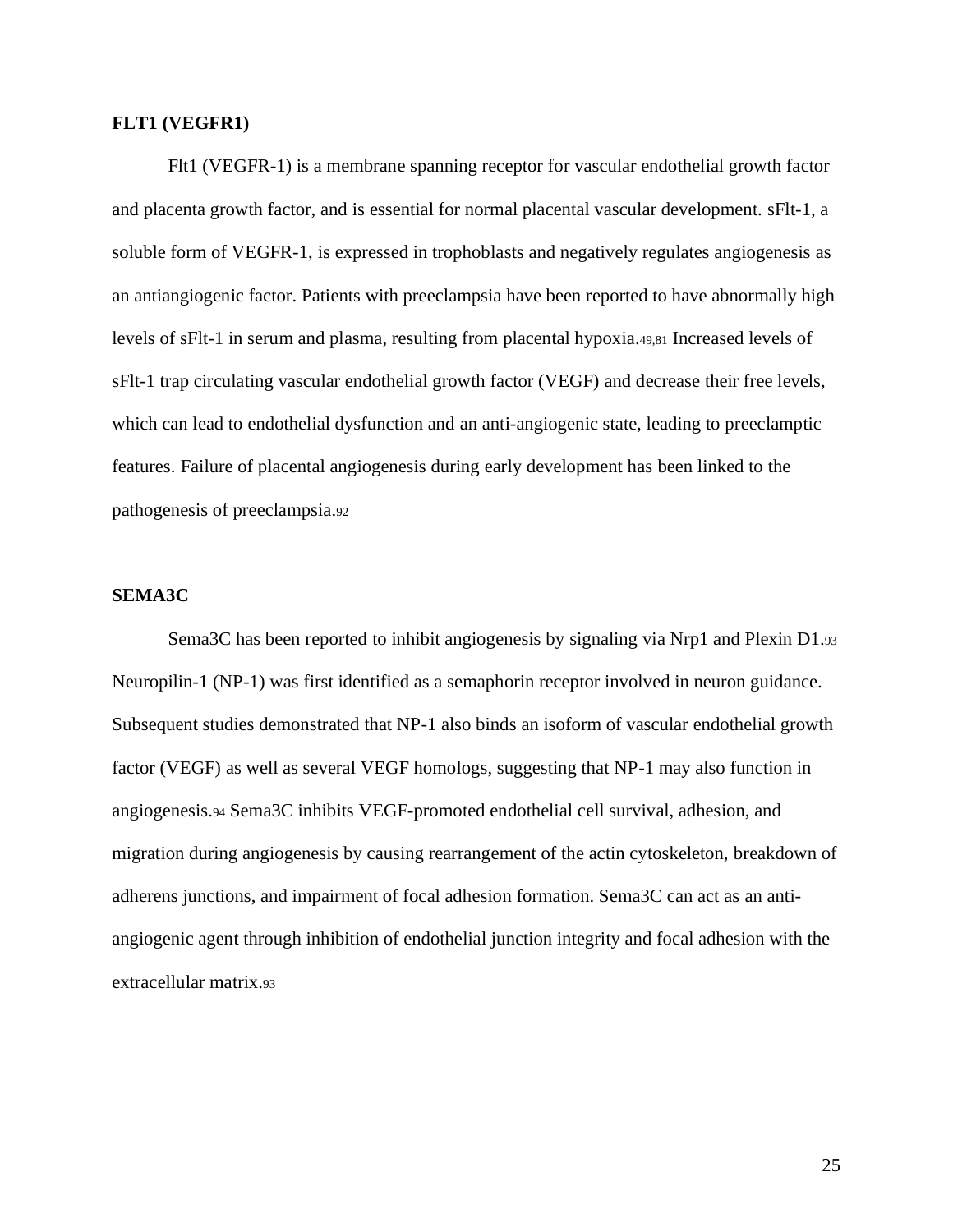**FLT1 (VEGFR1)**

Flt1 (VEGFR-1) is a membrane spanning receptor for vascular endothelial growth factor and placenta growth factor, and is essential for normal placental vascular development. sFlt-1, a soluble form of VEGFR-1, is expressed in trophoblasts and negatively regulates angiogenesis as an antiangiogenic factor. Patients with preeclampsia have been reported to have abnormally high levels of sFlt-1 in serum and plasma, resulting from placental hypoxia.[49,81] Increased levels of sFlt-1 trap circulating vascular endothelial growth factor (VEGF) and decrease their free levels, which can lead to endothelial dysfunction and an anti-angiogenic state, leading to preeclamptic features. Failure of placental angiogenesis during early development has been linked to the pathogenesis of preeclampsia.[92]

**SEMA3C**

Sema3C has been reported to inhibit angiogenesis by signaling via Nrp1 and Plexin D1.[93] Neuropilin-1 (NP-1) was first identified as a semaphorin receptor involved in neuron guidance. Subsequent studies demonstrated that NP-1 also binds an isoform of vascular endothelial growth factor (VEGF) as well as several VEGF homologs, suggesting that NP-1 may also function in angiogenesis.[94] Sema3C inhibits VEGF-promoted endothelial cell survival, adhesion, and migration during angiogenesis by causing rearrangement of the actin cytoskeleton, breakdown of adherens junctions, and impairment of focal adhesion formation. Sema3C can act as an anti-angiogenic agent through inhibition of endothelial junction integrity and focal adhesion with the extracellular matrix.[93]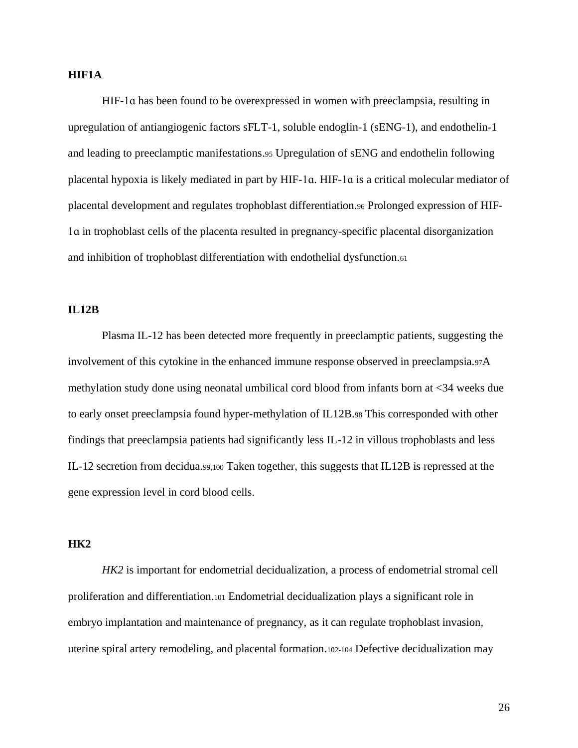**HIF1A**

HIF-1α has been found to be overexpressed in women with preeclampsia, resulting in upregulation of antiangiogenic factors sFLT-1, soluble endoglin-1 (sENG-1), and endothelin-1 and leading to preeclamptic manifestations.[95] Upregulation of sENG and endothelin following placental hypoxia is likely mediated in part by HIF-1α. HIF-1α is a critical molecular mediator of placental development and regulates trophoblast differentiation.[96] Prolonged expression of HIF-1α in trophoblast cells of the placenta resulted in pregnancy-specific placental disorganization and inhibition of trophoblast differentiation with endothelial dysfunction.[61]

**IL12B**

Plasma IL-12 has been detected more frequently in preeclamptic patients, suggesting the involvement of this cytokine in the enhanced immune response observed in preeclampsia.[97]A methylation study done using neonatal umbilical cord blood from infants born at <34 weeks due to early onset preeclampsia found hyper-methylation of IL12B.[98] This corresponded with other findings that preeclampsia patients had significantly less IL-12 in villous trophoblasts and less IL-12 secretion from decidua.[99,100] Taken together, this suggests that IL12B is repressed at the gene expression level in cord blood cells.

**HK2**

*HK2* is important for endometrial decidualization, a process of endometrial stromal cell proliferation and differentiation.[101] Endometrial decidualization plays a significant role in embryo implantation and maintenance of pregnancy, as it can regulate trophoblast invasion, uterine spiral artery remodeling, and placental formation.[102-104] Defective decidualization may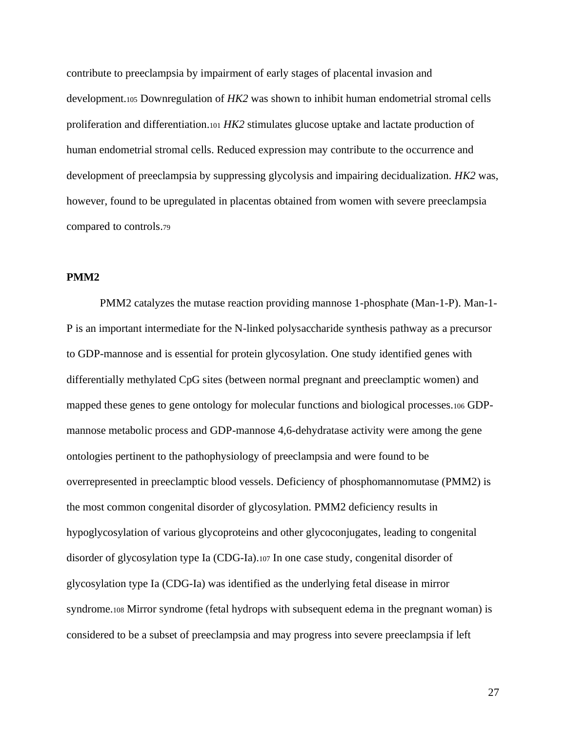contribute to preeclampsia by impairment of early stages of placental invasion and development.[105] Downregulation of *HK2* was shown to inhibit human endometrial stromal cells proliferation and differentiation.[101] *HK2* stimulates glucose uptake and lactate production of human endometrial stromal cells. Reduced expression may contribute to the occurrence and development of preeclampsia by suppressing glycolysis and impairing decidualization. *HK2* was, however, found to be upregulated in placentas obtained from women with severe preeclampsia compared to controls.[79]

**PMM2**

PMM2 catalyzes the mutase reaction providing mannose 1-phosphate (Man-1-P). Man-1-P is an important intermediate for the N-linked polysaccharide synthesis pathway as a precursor to GDP-mannose and is essential for protein glycosylation. One study identified genes with differentially methylated CpG sites (between normal pregnant and preeclamptic women) and mapped these genes to gene ontology for molecular functions and biological processes.[106] GDP-mannose metabolic process and GDP-mannose 4,6-dehydratase activity were among the gene ontologies pertinent to the pathophysiology of preeclampsia and were found to be overrepresented in preeclamptic blood vessels. Deficiency of phosphomannomutase (PMM2) is the most common congenital disorder of glycosylation. PMM2 deficiency results in hypoglycosylation of various glycoproteins and other glycoconjugates, leading to congenital disorder of glycosylation type Ia (CDG-Ia).[107] In one case study, congenital disorder of glycosylation type Ia (CDG-Ia) was identified as the underlying fetal disease in mirror syndrome.[108] Mirror syndrome (fetal hydrops with subsequent edema in the pregnant woman) is considered to be a subset of preeclampsia and may progress into severe preeclampsia if left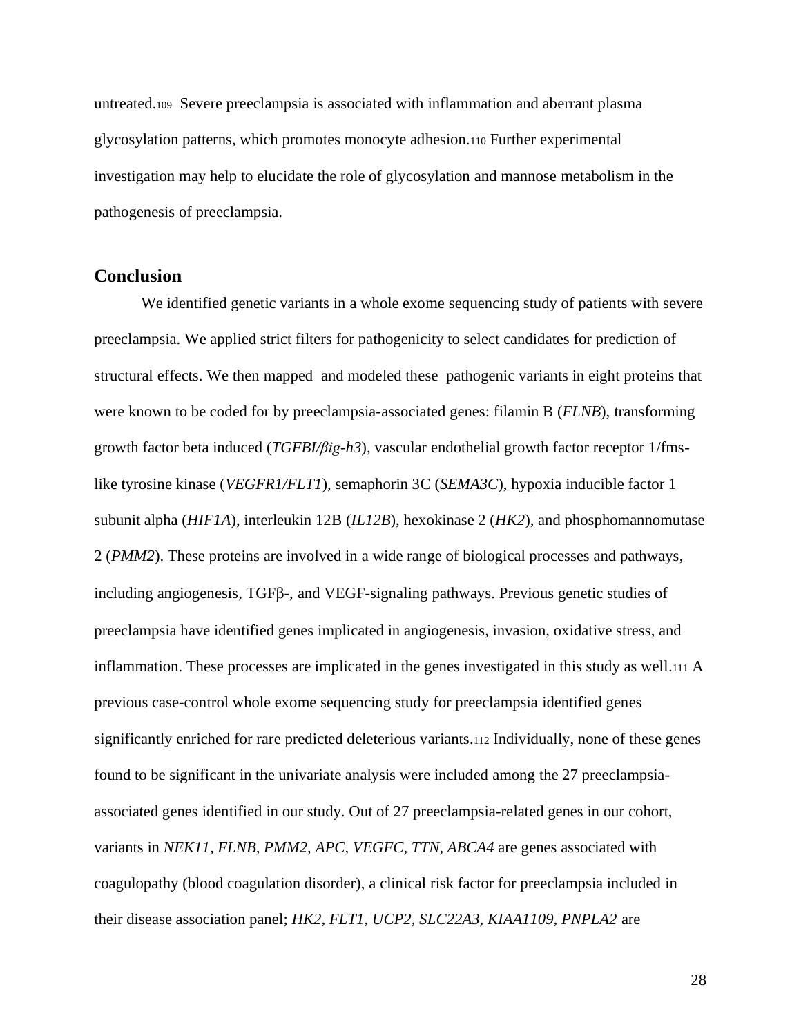untreated.[109] Severe preeclampsia is associated with inflammation and aberrant plasma glycosylation patterns, which promotes monocyte adhesion.[110] Further experimental investigation may help to elucidate the role of glycosylation and mannose metabolism in the pathogenesis of preeclampsia.

## Conclusion

We identified genetic variants in a whole exome sequencing study of patients with severe preeclampsia. We applied strict filters for pathogenicity to select candidates for prediction of structural effects. We then mapped and modeled these pathogenic variants in eight proteins that were known to be coded for by preeclampsia-associated genes: filamin B (*FLNB*), transforming growth factor beta induced (*TGFBI/βig-h3*), vascular endothelial growth factor receptor 1/fms-like tyrosine kinase (*VEGFR1/FLT1*), semaphorin 3C (*SEMA3C*), hypoxia inducible factor 1 subunit alpha (*HIF1A*), interleukin 12B (*IL12B*), hexokinase 2 (*HK2*), and phosphomannomutase 2 (*PMM2*). These proteins are involved in a wide range of biological processes and pathways, including angiogenesis, TGFβ-, and VEGF-signaling pathways. Previous genetic studies of preeclampsia have identified genes implicated in angiogenesis, invasion, oxidative stress, and inflammation. These processes are implicated in the genes investigated in this study as well.[111] A previous case-control whole exome sequencing study for preeclampsia identified genes significantly enriched for rare predicted deleterious variants.[112] Individually, none of these genes found to be significant in the univariate analysis were included among the 27 preeclampsia-associated genes identified in our study. Out of 27 preeclampsia-related genes in our cohort, variants in *NEK11, FLNB, PMM2, APC, VEGFC, TTN, ABCA4* are genes associated with coagulopathy (blood coagulation disorder), a clinical risk factor for preeclampsia included in their disease association panel; *HK2, FLT1, UCP2, SLC22A3, KIAA1109, PNPLA2* are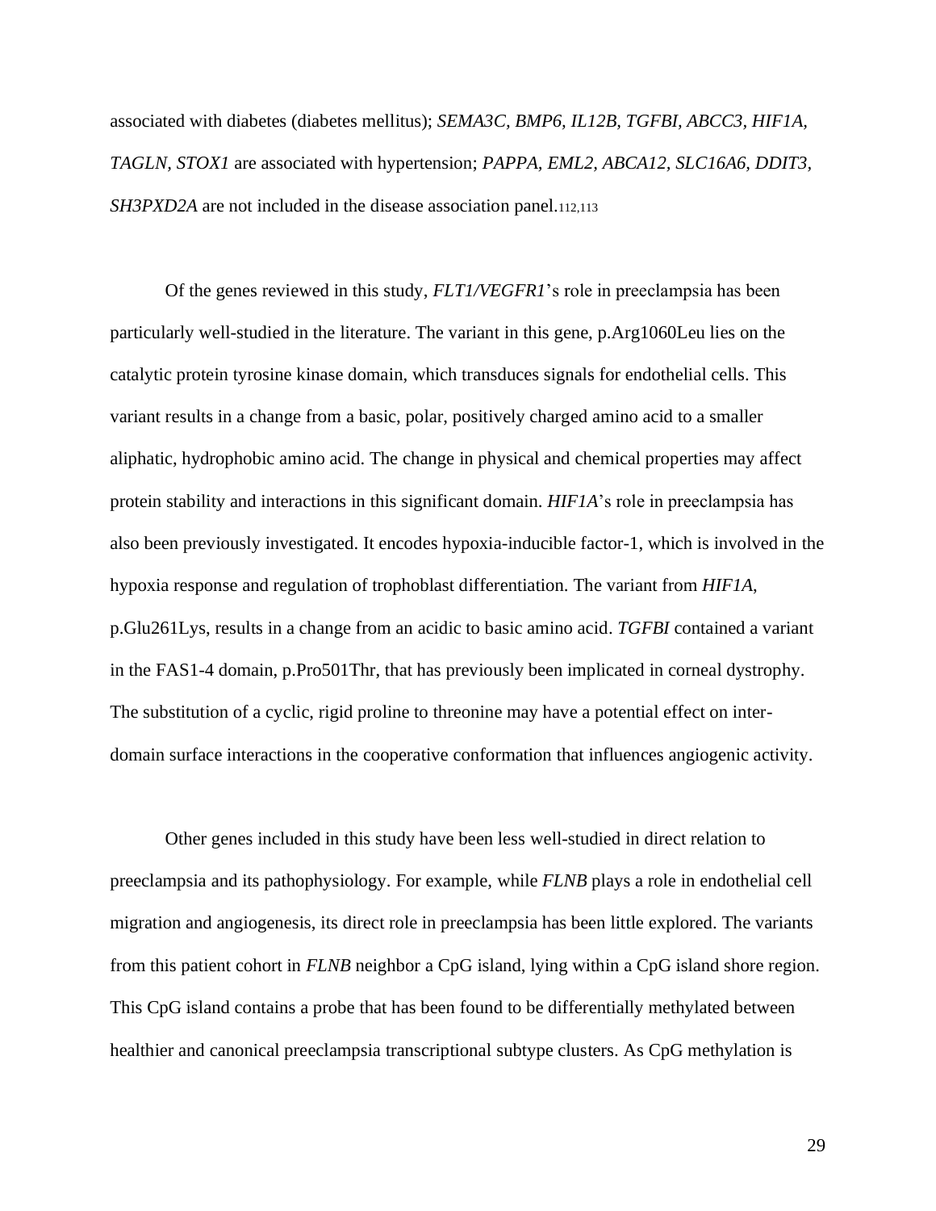associated with diabetes (diabetes mellitus); *SEMA3C, BMP6, IL12B, TGFBI, ABCC3, HIF1A, TAGLN, STOX1* are associated with hypertension; *PAPPA, EML2, ABCA12, SLC16A6, DDIT3, SH3PXD2A* are not included in the disease association panel.[112,113]

Of the genes reviewed in this study, *FLT1/VEGFR1*'s role in preeclampsia has been particularly well-studied in the literature. The variant in this gene, p.Arg1060Leu lies on the catalytic protein tyrosine kinase domain, which transduces signals for endothelial cells. This variant results in a change from a basic, polar, positively charged amino acid to a smaller aliphatic, hydrophobic amino acid. The change in physical and chemical properties may affect protein stability and interactions in this significant domain. *HIF1A*'s role in preeclampsia has also been previously investigated. It encodes hypoxia-inducible factor-1, which is involved in the hypoxia response and regulation of trophoblast differentiation. The variant from *HIF1A*, p.Glu261Lys, results in a change from an acidic to basic amino acid. *TGFBI* contained a variant in the FAS1-4 domain, p.Pro501Thr, that has previously been implicated in corneal dystrophy. The substitution of a cyclic, rigid proline to threonine may have a potential effect on inter-domain surface interactions in the cooperative conformation that influences angiogenic activity.

Other genes included in this study have been less well-studied in direct relation to preeclampsia and its pathophysiology. For example, while *FLNB* plays a role in endothelial cell migration and angiogenesis, its direct role in preeclampsia has been little explored. The variants from this patient cohort in *FLNB* neighbor a CpG island, lying within a CpG island shore region. This CpG island contains a probe that has been found to be differentially methylated between healthier and canonical preeclampsia transcriptional subtype clusters. As CpG methylation is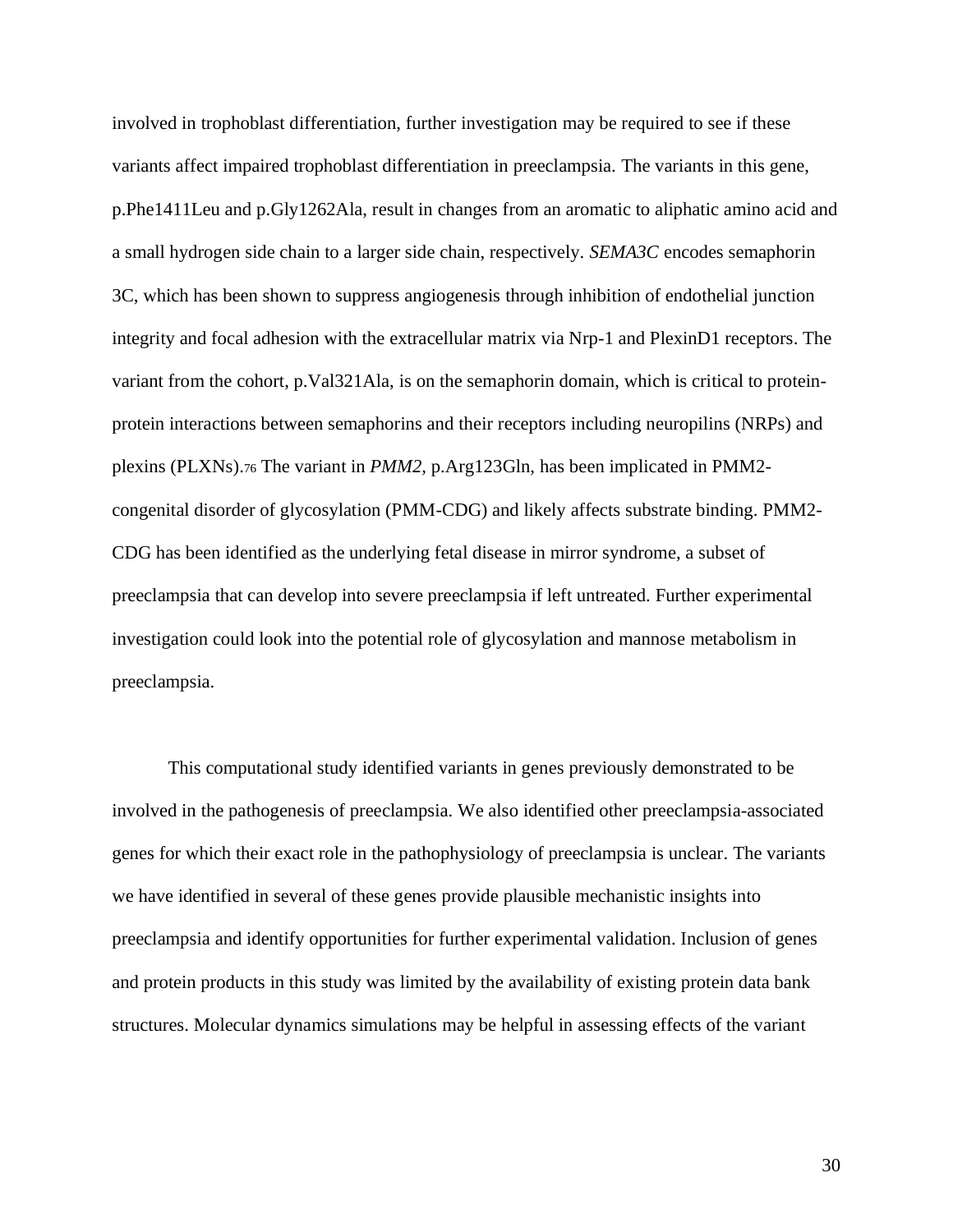involved in trophoblast differentiation, further investigation may be required to see if these variants affect impaired trophoblast differentiation in preeclampsia. The variants in this gene, p.Phe1411Leu and p.Gly1262Ala, result in changes from an aromatic to aliphatic amino acid and a small hydrogen side chain to a larger side chain, respectively. *SEMA3C* encodes semaphorin 3C, which has been shown to suppress angiogenesis through inhibition of endothelial junction integrity and focal adhesion with the extracellular matrix via Nrp-1 and PlexinD1 receptors. The variant from the cohort, p.Val321Ala, is on the semaphorin domain, which is critical to protein-protein interactions between semaphorins and their receptors including neuropilins (NRPs) and plexins (PLXNs).[76] The variant in *PMM2*, p.Arg123Gln, has been implicated in PMM2-congenital disorder of glycosylation (PMM-CDG) and likely affects substrate binding. PMM2-CDG has been identified as the underlying fetal disease in mirror syndrome, a subset of preeclampsia that can develop into severe preeclampsia if left untreated. Further experimental investigation could look into the potential role of glycosylation and mannose metabolism in preeclampsia.

This computational study identified variants in genes previously demonstrated to be involved in the pathogenesis of preeclampsia. We also identified other preeclampsia-associated genes for which their exact role in the pathophysiology of preeclampsia is unclear. The variants we have identified in several of these genes provide plausible mechanistic insights into preeclampsia and identify opportunities for further experimental validation. Inclusion of genes and protein products in this study was limited by the availability of existing protein data bank structures. Molecular dynamics simulations may be helpful in assessing effects of the variant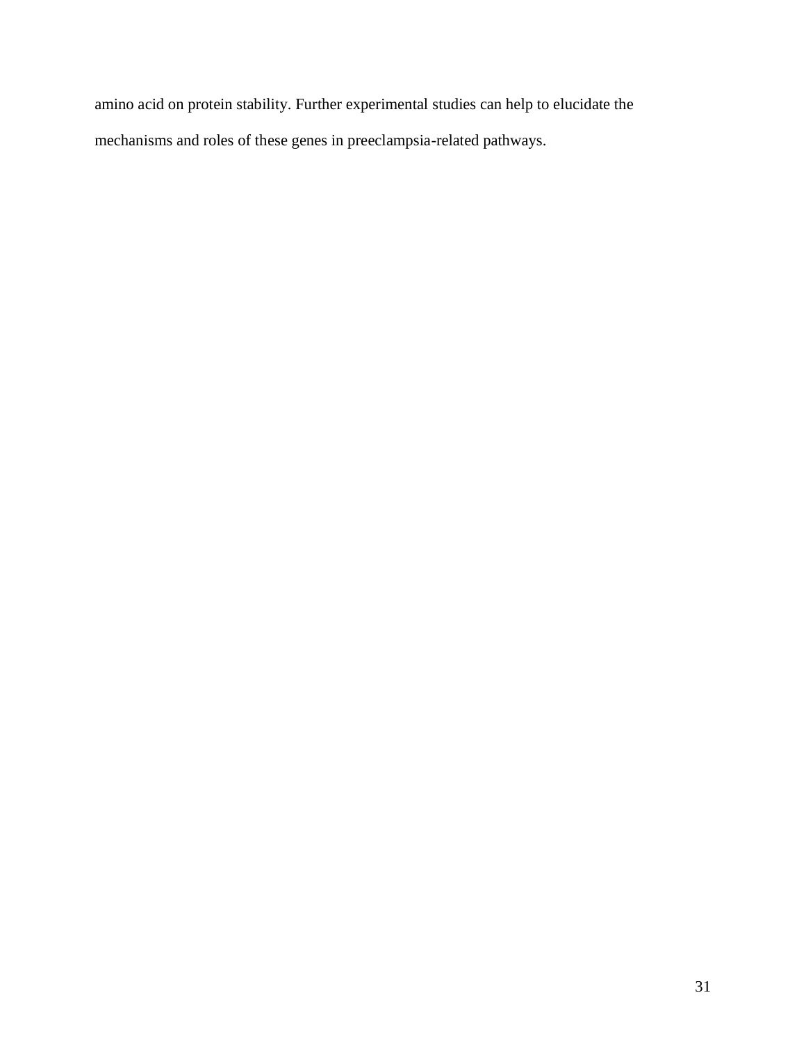amino acid on protein stability. Further experimental studies can help to elucidate the mechanisms and roles of these genes in preeclampsia-related pathways.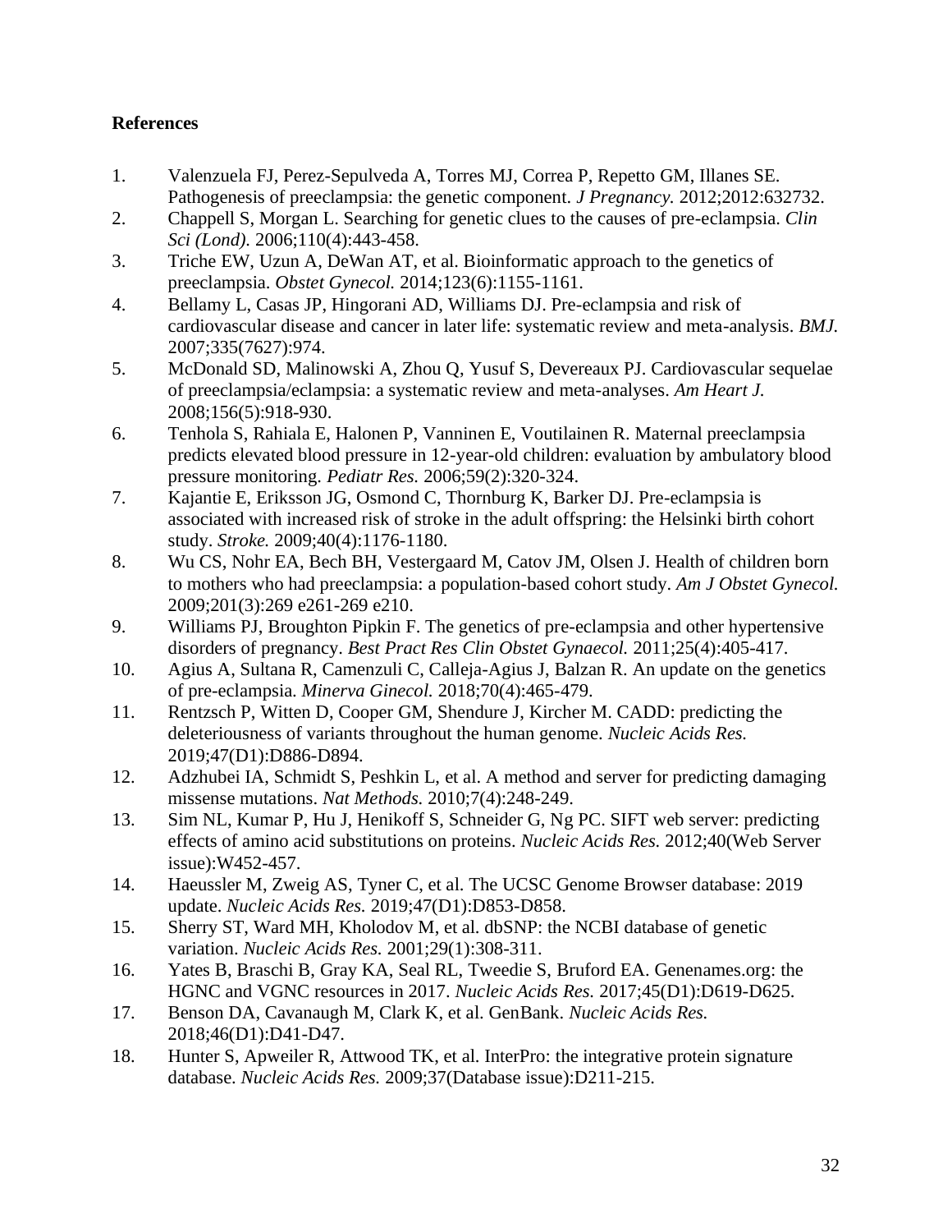**References**

1. Valenzuela FJ, Perez-Sepulveda A, Torres MJ, Correa P, Repetto GM, Illanes SE. Pathogenesis of preeclampsia: the genetic component. *J Pregnancy.* 2012;2012:632732.
2. Chappell S, Morgan L. Searching for genetic clues to the causes of pre-eclampsia. *Clin Sci (Lond).* 2006;110(4):443-458.
3. Triche EW, Uzun A, DeWan AT, et al. Bioinformatic approach to the genetics of preeclampsia. *Obstet Gynecol.* 2014;123(6):1155-1161.
4. Bellamy L, Casas JP, Hingorani AD, Williams DJ. Pre-eclampsia and risk of cardiovascular disease and cancer in later life: systematic review and meta-analysis. *BMJ.* 2007;335(7627):974.
5. McDonald SD, Malinowski A, Zhou Q, Yusuf S, Devereaux PJ. Cardiovascular sequelae of preeclampsia/eclampsia: a systematic review and meta-analyses. *Am Heart J.* 2008;156(5):918-930.
6. Tenhola S, Rahiala E, Halonen P, Vanninen E, Voutilainen R. Maternal preeclampsia predicts elevated blood pressure in 12-year-old children: evaluation by ambulatory blood pressure monitoring. *Pediatr Res.* 2006;59(2):320-324.
7. Kajantie E, Eriksson JG, Osmond C, Thornburg K, Barker DJ. Pre-eclampsia is associated with increased risk of stroke in the adult offspring: the Helsinki birth cohort study. *Stroke.* 2009;40(4):1176-1180.
8. Wu CS, Nohr EA, Bech BH, Vestergaard M, Catov JM, Olsen J. Health of children born to mothers who had preeclampsia: a population-based cohort study. *Am J Obstet Gynecol.* 2009;201(3):269 e261-269 e210.
9. Williams PJ, Broughton Pipkin F. The genetics of pre-eclampsia and other hypertensive disorders of pregnancy. *Best Pract Res Clin Obstet Gynaecol.* 2011;25(4):405-417.
10. Agius A, Sultana R, Camenzuli C, Calleja-Agius J, Balzan R. An update on the genetics of pre-eclampsia. *Minerva Ginecol.* 2018;70(4):465-479.
11. Rentzsch P, Witten D, Cooper GM, Shendure J, Kircher M. CADD: predicting the deleteriousness of variants throughout the human genome. *Nucleic Acids Res.* 2019;47(D1):D886-D894.
12. Adzhubei IA, Schmidt S, Peshkin L, et al. A method and server for predicting damaging missense mutations. *Nat Methods.* 2010;7(4):248-249.
13. Sim NL, Kumar P, Hu J, Henikoff S, Schneider G, Ng PC. SIFT web server: predicting effects of amino acid substitutions on proteins. *Nucleic Acids Res.* 2012;40(Web Server issue):W452-457.
14. Haeussler M, Zweig AS, Tyner C, et al. The UCSC Genome Browser database: 2019 update. *Nucleic Acids Res.* 2019;47(D1):D853-D858.
15. Sherry ST, Ward MH, Kholodov M, et al. dbSNP: the NCBI database of genetic variation. *Nucleic Acids Res.* 2001;29(1):308-311.
16. Yates B, Braschi B, Gray KA, Seal RL, Tweedie S, Bruford EA. Genenames.org: the HGNC and VGNC resources in 2017. *Nucleic Acids Res.* 2017;45(D1):D619-D625.
17. Benson DA, Cavanaugh M, Clark K, et al. GenBank. *Nucleic Acids Res.* 2018;46(D1):D41-D47.
18. Hunter S, Apweiler R, Attwood TK, et al. InterPro: the integrative protein signature database. *Nucleic Acids Res.* 2009;37(Database issue):D211-215.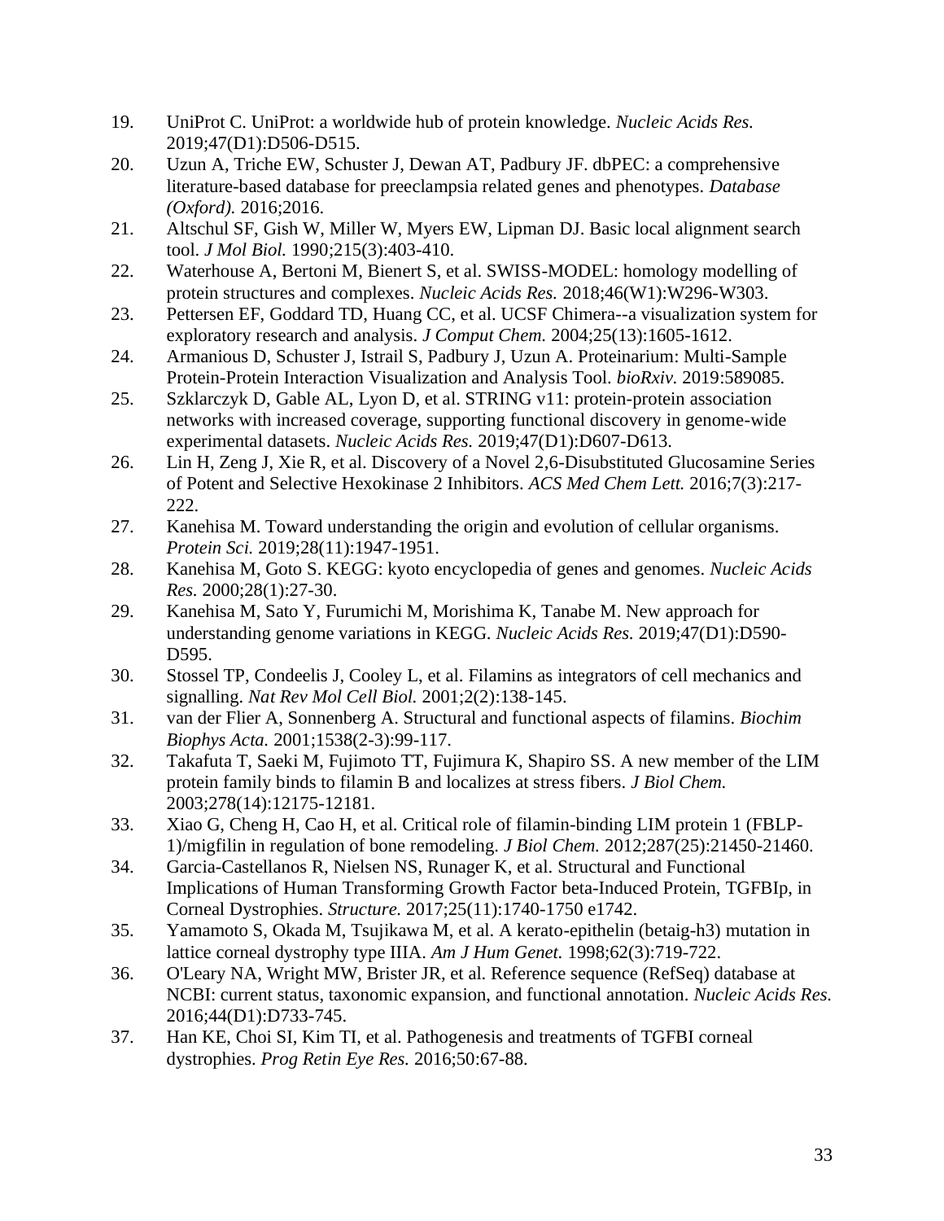19. UniProt C. UniProt: a worldwide hub of protein knowledge. *Nucleic Acids Res.* 2019;47(D1):D506-D515.
20. Uzun A, Triche EW, Schuster J, Dewan AT, Padbury JF. dbPEC: a comprehensive literature-based database for preeclampsia related genes and phenotypes. *Database (Oxford).* 2016;2016.
21. Altschul SF, Gish W, Miller W, Myers EW, Lipman DJ. Basic local alignment search tool. *J Mol Biol.* 1990;215(3):403-410.
22. Waterhouse A, Bertoni M, Bienert S, et al. SWISS-MODEL: homology modelling of protein structures and complexes. *Nucleic Acids Res.* 2018;46(W1):W296-W303.
23. Pettersen EF, Goddard TD, Huang CC, et al. UCSF Chimera--a visualization system for exploratory research and analysis. *J Comput Chem.* 2004;25(13):1605-1612.
24. Armanious D, Schuster J, Istrail S, Padbury J, Uzun A. Proteinarium: Multi-Sample Protein-Protein Interaction Visualization and Analysis Tool. *bioRxiv.* 2019:589085.
25. Szklarczyk D, Gable AL, Lyon D, et al. STRING v11: protein-protein association networks with increased coverage, supporting functional discovery in genome-wide experimental datasets. *Nucleic Acids Res.* 2019;47(D1):D607-D613.
26. Lin H, Zeng J, Xie R, et al. Discovery of a Novel 2,6-Disubstituted Glucosamine Series of Potent and Selective Hexokinase 2 Inhibitors. *ACS Med Chem Lett.* 2016;7(3):217-222.
27. Kanehisa M. Toward understanding the origin and evolution of cellular organisms. *Protein Sci.* 2019;28(11):1947-1951.
28. Kanehisa M, Goto S. KEGG: kyoto encyclopedia of genes and genomes. *Nucleic Acids Res.* 2000;28(1):27-30.
29. Kanehisa M, Sato Y, Furumichi M, Morishima K, Tanabe M. New approach for understanding genome variations in KEGG. *Nucleic Acids Res.* 2019;47(D1):D590-D595.
30. Stossel TP, Condeelis J, Cooley L, et al. Filamins as integrators of cell mechanics and signalling. *Nat Rev Mol Cell Biol.* 2001;2(2):138-145.
31. van der Flier A, Sonnenberg A. Structural and functional aspects of filamins. *Biochim Biophys Acta.* 2001;1538(2-3):99-117.
32. Takafuta T, Saeki M, Fujimoto TT, Fujimura K, Shapiro SS. A new member of the LIM protein family binds to filamin B and localizes at stress fibers. *J Biol Chem.* 2003;278(14):12175-12181.
33. Xiao G, Cheng H, Cao H, et al. Critical role of filamin-binding LIM protein 1 (FBLP-1)/migfilin in regulation of bone remodeling. *J Biol Chem.* 2012;287(25):21450-21460.
34. Garcia-Castellanos R, Nielsen NS, Runager K, et al. Structural and Functional Implications of Human Transforming Growth Factor beta-Induced Protein, TGFBIp, in Corneal Dystrophies. *Structure.* 2017;25(11):1740-1750 e1742.
35. Yamamoto S, Okada M, Tsujikawa M, et al. A kerato-epithelin (betaig-h3) mutation in lattice corneal dystrophy type IIIA. *Am J Hum Genet.* 1998;62(3):719-722.
36. O'Leary NA, Wright MW, Brister JR, et al. Reference sequence (RefSeq) database at NCBI: current status, taxonomic expansion, and functional annotation. *Nucleic Acids Res.* 2016;44(D1):D733-745.
37. Han KE, Choi SI, Kim TI, et al. Pathogenesis and treatments of TGFBI corneal dystrophies. *Prog Retin Eye Res.* 2016;50:67-88.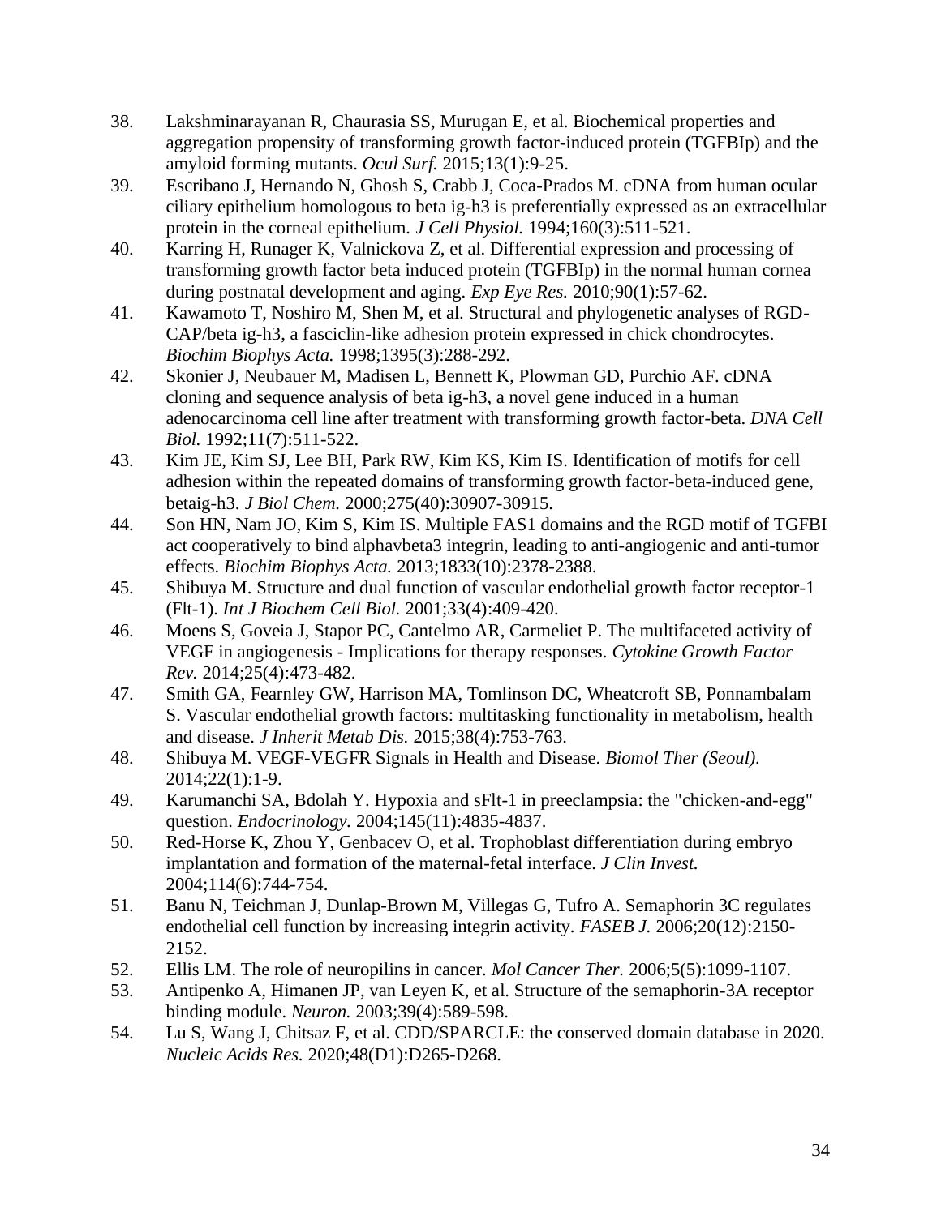38. Lakshminarayanan R, Chaurasia SS, Murugan E, et al. Biochemical properties and aggregation propensity of transforming growth factor-induced protein (TGFBIp) and the amyloid forming mutants. *Ocul Surf.* 2015;13(1):9-25.
39. Escribano J, Hernando N, Ghosh S, Crabb J, Coca-Prados M. cDNA from human ocular ciliary epithelium homologous to beta ig-h3 is preferentially expressed as an extracellular protein in the corneal epithelium. *J Cell Physiol.* 1994;160(3):511-521.
40. Karring H, Runager K, Valnickova Z, et al. Differential expression and processing of transforming growth factor beta induced protein (TGFBIp) in the normal human cornea during postnatal development and aging. *Exp Eye Res.* 2010;90(1):57-62.
41. Kawamoto T, Noshiro M, Shen M, et al. Structural and phylogenetic analyses of RGD-CAP/beta ig-h3, a fasciclin-like adhesion protein expressed in chick chondrocytes. *Biochim Biophys Acta.* 1998;1395(3):288-292.
42. Skonier J, Neubauer M, Madisen L, Bennett K, Plowman GD, Purchio AF. cDNA cloning and sequence analysis of beta ig-h3, a novel gene induced in a human adenocarcinoma cell line after treatment with transforming growth factor-beta. *DNA Cell Biol.* 1992;11(7):511-522.
43. Kim JE, Kim SJ, Lee BH, Park RW, Kim KS, Kim IS. Identification of motifs for cell adhesion within the repeated domains of transforming growth factor-beta-induced gene, betaig-h3. *J Biol Chem.* 2000;275(40):30907-30915.
44. Son HN, Nam JO, Kim S, Kim IS. Multiple FAS1 domains and the RGD motif of TGFBI act cooperatively to bind alphavbeta3 integrin, leading to anti-angiogenic and anti-tumor effects. *Biochim Biophys Acta.* 2013;1833(10):2378-2388.
45. Shibuya M. Structure and dual function of vascular endothelial growth factor receptor-1 (Flt-1). *Int J Biochem Cell Biol.* 2001;33(4):409-420.
46. Moens S, Goveia J, Stapor PC, Cantelmo AR, Carmeliet P. The multifaceted activity of VEGF in angiogenesis - Implications for therapy responses. *Cytokine Growth Factor Rev.* 2014;25(4):473-482.
47. Smith GA, Fearnley GW, Harrison MA, Tomlinson DC, Wheatcroft SB, Ponnambalam S. Vascular endothelial growth factors: multitasking functionality in metabolism, health and disease. *J Inherit Metab Dis.* 2015;38(4):753-763.
48. Shibuya M. VEGF-VEGFR Signals in Health and Disease. *Biomol Ther (Seoul).* 2014;22(1):1-9.
49. Karumanchi SA, Bdolah Y. Hypoxia and sFlt-1 in preeclampsia: the "chicken-and-egg" question. *Endocrinology.* 2004;145(11):4835-4837.
50. Red-Horse K, Zhou Y, Genbacev O, et al. Trophoblast differentiation during embryo implantation and formation of the maternal-fetal interface. *J Clin Invest.* 2004;114(6):744-754.
51. Banu N, Teichman J, Dunlap-Brown M, Villegas G, Tufro A. Semaphorin 3C regulates endothelial cell function by increasing integrin activity. *FASEB J.* 2006;20(12):2150-2152.
52. Ellis LM. The role of neuropilins in cancer. *Mol Cancer Ther.* 2006;5(5):1099-1107.
53. Antipenko A, Himanen JP, van Leyen K, et al. Structure of the semaphorin-3A receptor binding module. *Neuron.* 2003;39(4):589-598.
54. Lu S, Wang J, Chitsaz F, et al. CDD/SPARCLE: the conserved domain database in 2020. *Nucleic Acids Res.* 2020;48(D1):D265-D268.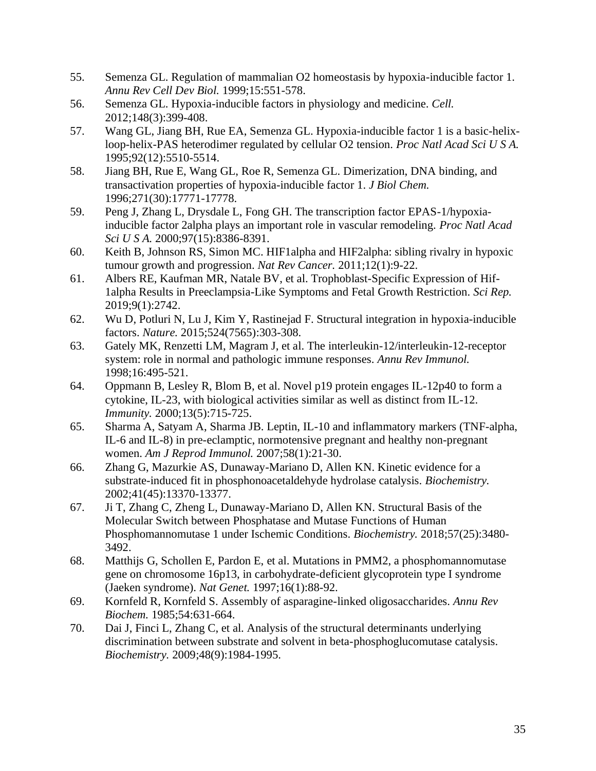55. Semenza GL. Regulation of mammalian O2 homeostasis by hypoxia-inducible factor 1. *Annu Rev Cell Dev Biol.* 1999;15:551-578.
56. Semenza GL. Hypoxia-inducible factors in physiology and medicine. *Cell.* 2012;148(3):399-408.
57. Wang GL, Jiang BH, Rue EA, Semenza GL. Hypoxia-inducible factor 1 is a basic-helix-loop-helix-PAS heterodimer regulated by cellular O2 tension. *Proc Natl Acad Sci U S A.* 1995;92(12):5510-5514.
58. Jiang BH, Rue E, Wang GL, Roe R, Semenza GL. Dimerization, DNA binding, and transactivation properties of hypoxia-inducible factor 1. *J Biol Chem.* 1996;271(30):17771-17778.
59. Peng J, Zhang L, Drysdale L, Fong GH. The transcription factor EPAS-1/hypoxia-inducible factor 2alpha plays an important role in vascular remodeling. *Proc Natl Acad Sci U S A.* 2000;97(15):8386-8391.
60. Keith B, Johnson RS, Simon MC. HIF1alpha and HIF2alpha: sibling rivalry in hypoxic tumour growth and progression. *Nat Rev Cancer.* 2011;12(1):9-22.
61. Albers RE, Kaufman MR, Natale BV, et al. Trophoblast-Specific Expression of Hif-1alpha Results in Preeclampsia-Like Symptoms and Fetal Growth Restriction. *Sci Rep.* 2019;9(1):2742.
62. Wu D, Potluri N, Lu J, Kim Y, Rastinejad F. Structural integration in hypoxia-inducible factors. *Nature.* 2015;524(7565):303-308.
63. Gately MK, Renzetti LM, Magram J, et al. The interleukin-12/interleukin-12-receptor system: role in normal and pathologic immune responses. *Annu Rev Immunol.* 1998;16:495-521.
64. Oppmann B, Lesley R, Blom B, et al. Novel p19 protein engages IL-12p40 to form a cytokine, IL-23, with biological activities similar as well as distinct from IL-12. *Immunity.* 2000;13(5):715-725.
65. Sharma A, Satyam A, Sharma JB. Leptin, IL-10 and inflammatory markers (TNF-alpha, IL-6 and IL-8) in pre-eclamptic, normotensive pregnant and healthy non-pregnant women. *Am J Reprod Immunol.* 2007;58(1):21-30.
66. Zhang G, Mazurkie AS, Dunaway-Mariano D, Allen KN. Kinetic evidence for a substrate-induced fit in phosphonoacetaldehyde hydrolase catalysis. *Biochemistry.* 2002;41(45):13370-13377.
67. Ji T, Zhang C, Zheng L, Dunaway-Mariano D, Allen KN. Structural Basis of the Molecular Switch between Phosphatase and Mutase Functions of Human Phosphomannomutase 1 under Ischemic Conditions. *Biochemistry.* 2018;57(25):3480-3492.
68. Matthijs G, Schollen E, Pardon E, et al. Mutations in PMM2, a phosphomannomutase gene on chromosome 16p13, in carbohydrate-deficient glycoprotein type I syndrome (Jaeken syndrome). *Nat Genet.* 1997;16(1):88-92.
69. Kornfeld R, Kornfeld S. Assembly of asparagine-linked oligosaccharides. *Annu Rev Biochem.* 1985;54:631-664.
70. Dai J, Finci L, Zhang C, et al. Analysis of the structural determinants underlying discrimination between substrate and solvent in beta-phosphoglucomutase catalysis. *Biochemistry.* 2009;48(9):1984-1995.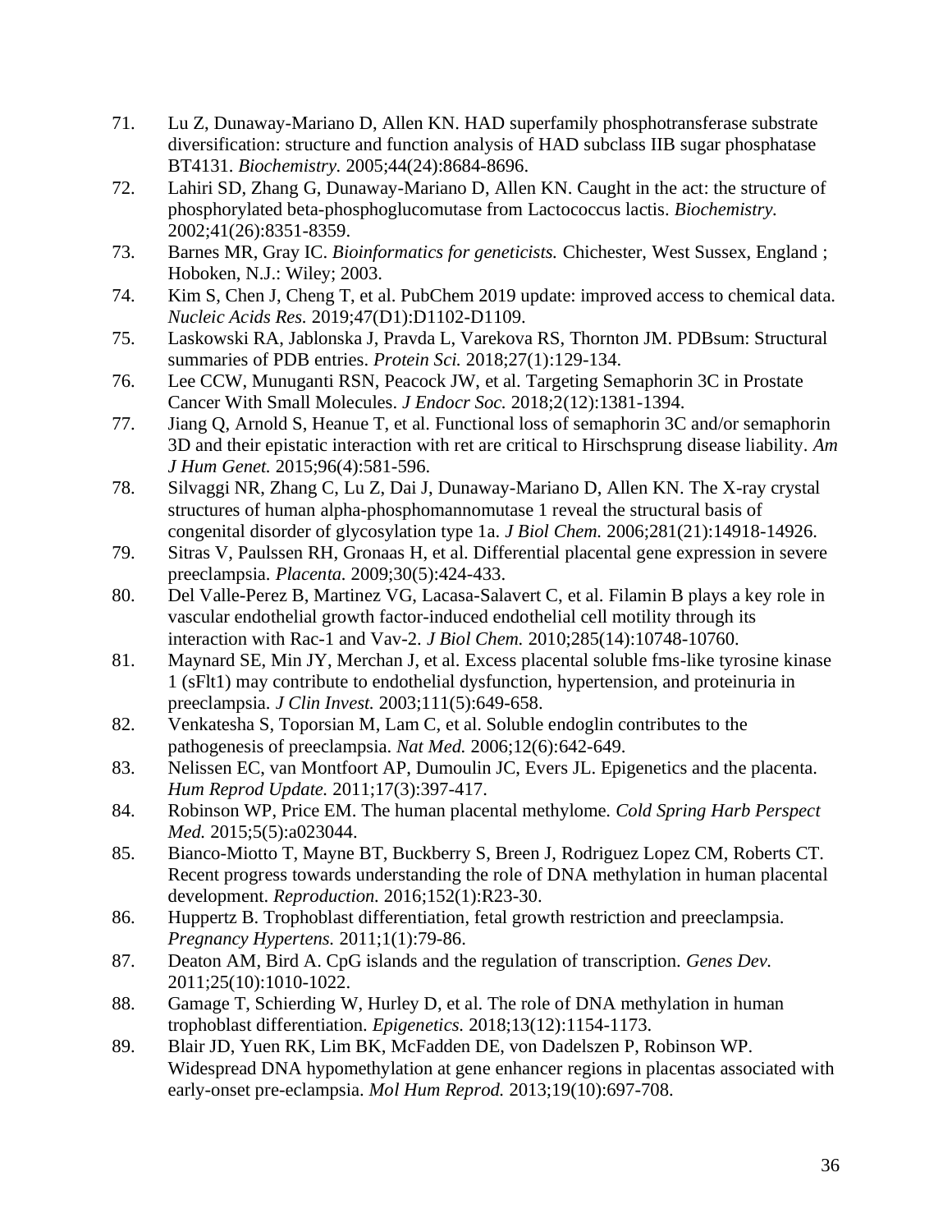71. Lu Z, Dunaway-Mariano D, Allen KN. HAD superfamily phosphotransferase substrate diversification: structure and function analysis of HAD subclass IIB sugar phosphatase BT4131. *Biochemistry.* 2005;44(24):8684-8696.
72. Lahiri SD, Zhang G, Dunaway-Mariano D, Allen KN. Caught in the act: the structure of phosphorylated beta-phosphoglucomutase from Lactococcus lactis. *Biochemistry.* 2002;41(26):8351-8359.
73. Barnes MR, Gray IC. *Bioinformatics for geneticists.* Chichester, West Sussex, England ; Hoboken, N.J.: Wiley; 2003.
74. Kim S, Chen J, Cheng T, et al. PubChem 2019 update: improved access to chemical data. *Nucleic Acids Res.* 2019;47(D1):D1102-D1109.
75. Laskowski RA, Jablonska J, Pravda L, Varekova RS, Thornton JM. PDBsum: Structural summaries of PDB entries. *Protein Sci.* 2018;27(1):129-134.
76. Lee CCW, Munuganti RSN, Peacock JW, et al. Targeting Semaphorin 3C in Prostate Cancer With Small Molecules. *J Endocr Soc.* 2018;2(12):1381-1394.
77. Jiang Q, Arnold S, Heanue T, et al. Functional loss of semaphorin 3C and/or semaphorin 3D and their epistatic interaction with ret are critical to Hirschsprung disease liability. *Am J Hum Genet.* 2015;96(4):581-596.
78. Silvaggi NR, Zhang C, Lu Z, Dai J, Dunaway-Mariano D, Allen KN. The X-ray crystal structures of human alpha-phosphomannomutase 1 reveal the structural basis of congenital disorder of glycosylation type 1a. *J Biol Chem.* 2006;281(21):14918-14926.
79. Sitras V, Paulssen RH, Gronaas H, et al. Differential placental gene expression in severe preeclampsia. *Placenta.* 2009;30(5):424-433.
80. Del Valle-Perez B, Martinez VG, Lacasa-Salavert C, et al. Filamin B plays a key role in vascular endothelial growth factor-induced endothelial cell motility through its interaction with Rac-1 and Vav-2. *J Biol Chem.* 2010;285(14):10748-10760.
81. Maynard SE, Min JY, Merchan J, et al. Excess placental soluble fms-like tyrosine kinase 1 (sFlt1) may contribute to endothelial dysfunction, hypertension, and proteinuria in preeclampsia. *J Clin Invest.* 2003;111(5):649-658.
82. Venkatesha S, Toporsian M, Lam C, et al. Soluble endoglin contributes to the pathogenesis of preeclampsia. *Nat Med.* 2006;12(6):642-649.
83. Nelissen EC, van Montfoort AP, Dumoulin JC, Evers JL. Epigenetics and the placenta. *Hum Reprod Update.* 2011;17(3):397-417.
84. Robinson WP, Price EM. The human placental methylome. *Cold Spring Harb Perspect Med.* 2015;5(5):a023044.
85. Bianco-Miotto T, Mayne BT, Buckberry S, Breen J, Rodriguez Lopez CM, Roberts CT. Recent progress towards understanding the role of DNA methylation in human placental development. *Reproduction.* 2016;152(1):R23-30.
86. Huppertz B. Trophoblast differentiation, fetal growth restriction and preeclampsia. *Pregnancy Hypertens.* 2011;1(1):79-86.
87. Deaton AM, Bird A. CpG islands and the regulation of transcription. *Genes Dev.* 2011;25(10):1010-1022.
88. Gamage T, Schierding W, Hurley D, et al. The role of DNA methylation in human trophoblast differentiation. *Epigenetics.* 2018;13(12):1154-1173.
89. Blair JD, Yuen RK, Lim BK, McFadden DE, von Dadelszen P, Robinson WP. Widespread DNA hypomethylation at gene enhancer regions in placentas associated with early-onset pre-eclampsia. *Mol Hum Reprod.* 2013;19(10):697-708.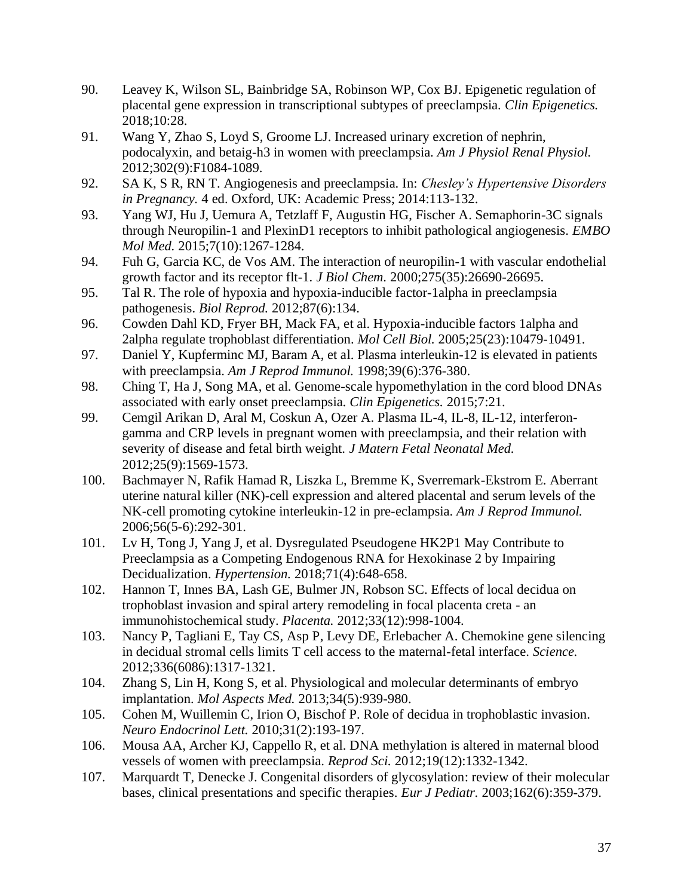90. Leavey K, Wilson SL, Bainbridge SA, Robinson WP, Cox BJ. Epigenetic regulation of placental gene expression in transcriptional subtypes of preeclampsia. *Clin Epigenetics.* 2018;10:28.
91. Wang Y, Zhao S, Loyd S, Groome LJ. Increased urinary excretion of nephrin, podocalyxin, and betaig-h3 in women with preeclampsia. *Am J Physiol Renal Physiol.* 2012;302(9):F1084-1089.
92. SA K, S R, RN T. Angiogenesis and preeclampsia. In: *Chesley's Hypertensive Disorders in Pregnancy.* 4 ed. Oxford, UK: Academic Press; 2014:113-132.
93. Yang WJ, Hu J, Uemura A, Tetzlaff F, Augustin HG, Fischer A. Semaphorin-3C signals through Neuropilin-1 and PlexinD1 receptors to inhibit pathological angiogenesis. *EMBO Mol Med.* 2015;7(10):1267-1284.
94. Fuh G, Garcia KC, de Vos AM. The interaction of neuropilin-1 with vascular endothelial growth factor and its receptor flt-1. *J Biol Chem.* 2000;275(35):26690-26695.
95. Tal R. The role of hypoxia and hypoxia-inducible factor-1alpha in preeclampsia pathogenesis. *Biol Reprod.* 2012;87(6):134.
96. Cowden Dahl KD, Fryer BH, Mack FA, et al. Hypoxia-inducible factors 1alpha and 2alpha regulate trophoblast differentiation. *Mol Cell Biol.* 2005;25(23):10479-10491.
97. Daniel Y, Kupferminc MJ, Baram A, et al. Plasma interleukin-12 is elevated in patients with preeclampsia. *Am J Reprod Immunol.* 1998;39(6):376-380.
98. Ching T, Ha J, Song MA, et al. Genome-scale hypomethylation in the cord blood DNAs associated with early onset preeclampsia. *Clin Epigenetics.* 2015;7:21.
99. Cemgil Arikan D, Aral M, Coskun A, Ozer A. Plasma IL-4, IL-8, IL-12, interferon-gamma and CRP levels in pregnant women with preeclampsia, and their relation with severity of disease and fetal birth weight. *J Matern Fetal Neonatal Med.* 2012;25(9):1569-1573.
100. Bachmayer N, Rafik Hamad R, Liszka L, Bremme K, Sverremark-Ekstrom E. Aberrant uterine natural killer (NK)-cell expression and altered placental and serum levels of the NK-cell promoting cytokine interleukin-12 in pre-eclampsia. *Am J Reprod Immunol.* 2006;56(5-6):292-301.
101. Lv H, Tong J, Yang J, et al. Dysregulated Pseudogene HK2P1 May Contribute to Preeclampsia as a Competing Endogenous RNA for Hexokinase 2 by Impairing Decidualization. *Hypertension.* 2018;71(4):648-658.
102. Hannon T, Innes BA, Lash GE, Bulmer JN, Robson SC. Effects of local decidua on trophoblast invasion and spiral artery remodeling in focal placenta creta - an immunohistochemical study. *Placenta.* 2012;33(12):998-1004.
103. Nancy P, Tagliani E, Tay CS, Asp P, Levy DE, Erlebacher A. Chemokine gene silencing in decidual stromal cells limits T cell access to the maternal-fetal interface. *Science.* 2012;336(6086):1317-1321.
104. Zhang S, Lin H, Kong S, et al. Physiological and molecular determinants of embryo implantation. *Mol Aspects Med.* 2013;34(5):939-980.
105. Cohen M, Wuillemin C, Irion O, Bischof P. Role of decidua in trophoblastic invasion. *Neuro Endocrinol Lett.* 2010;31(2):193-197.
106. Mousa AA, Archer KJ, Cappello R, et al. DNA methylation is altered in maternal blood vessels of women with preeclampsia. *Reprod Sci.* 2012;19(12):1332-1342.
107. Marquardt T, Denecke J. Congenital disorders of glycosylation: review of their molecular bases, clinical presentations and specific therapies. *Eur J Pediatr.* 2003;162(6):359-379.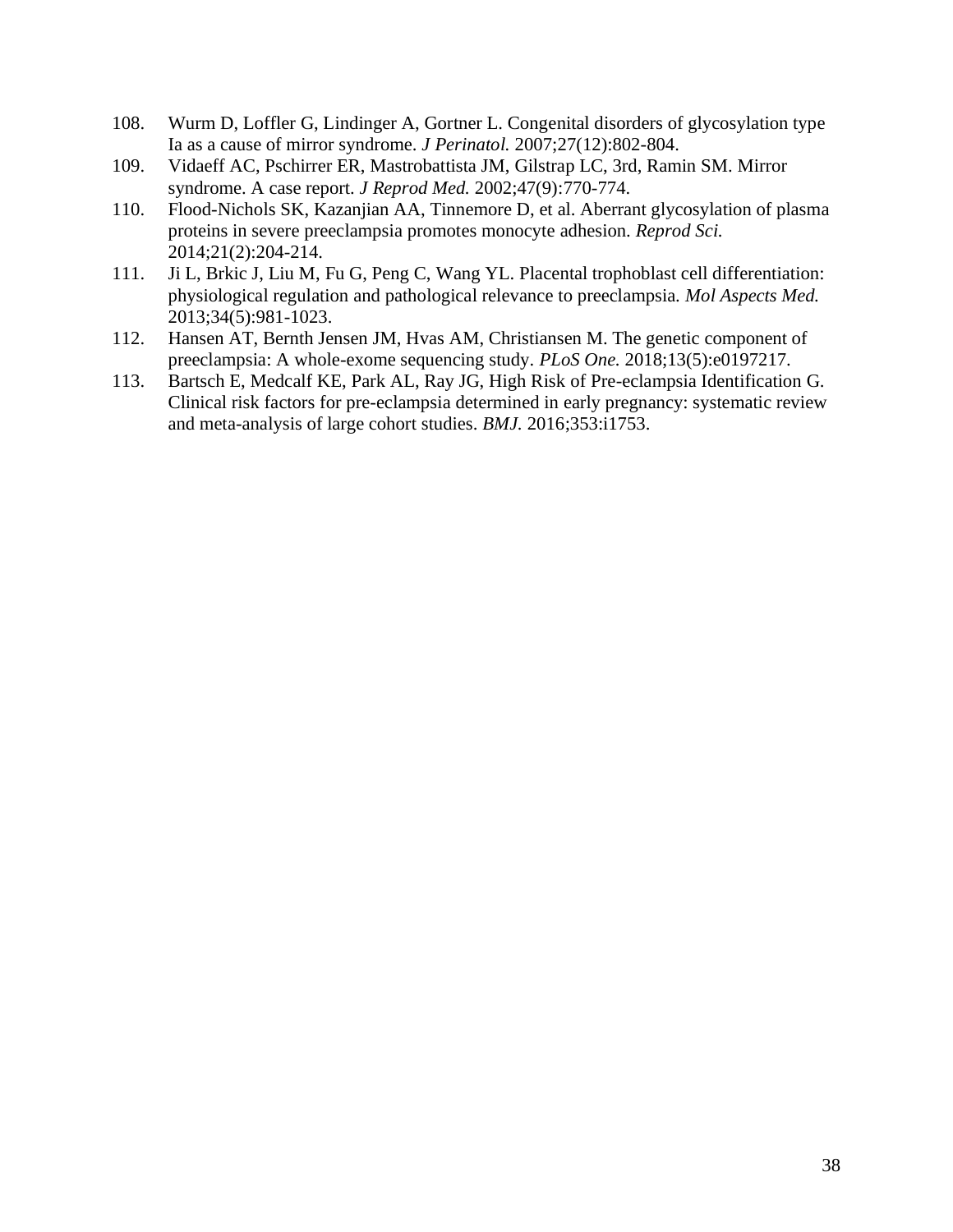108. Wurm D, Loffler G, Lindinger A, Gortner L. Congenital disorders of glycosylation type Ia as a cause of mirror syndrome. *J Perinatol.* 2007;27(12):802-804.
109. Vidaeff AC, Pschirrer ER, Mastrobattista JM, Gilstrap LC, 3rd, Ramin SM. Mirror syndrome. A case report. *J Reprod Med.* 2002;47(9):770-774.
110. Flood-Nichols SK, Kazanjian AA, Tinnemore D, et al. Aberrant glycosylation of plasma proteins in severe preeclampsia promotes monocyte adhesion. *Reprod Sci.* 2014;21(2):204-214.
111. Ji L, Brkic J, Liu M, Fu G, Peng C, Wang YL. Placental trophoblast cell differentiation: physiological regulation and pathological relevance to preeclampsia. *Mol Aspects Med.* 2013;34(5):981-1023.
112. Hansen AT, Bernth Jensen JM, Hvas AM, Christiansen M. The genetic component of preeclampsia: A whole-exome sequencing study. *PLoS One.* 2018;13(5):e0197217.
113. Bartsch E, Medcalf KE, Park AL, Ray JG, High Risk of Pre-eclampsia Identification G. Clinical risk factors for pre-eclampsia determined in early pregnancy: systematic review and meta-analysis of large cohort studies. *BMJ.* 2016;353:i1753.